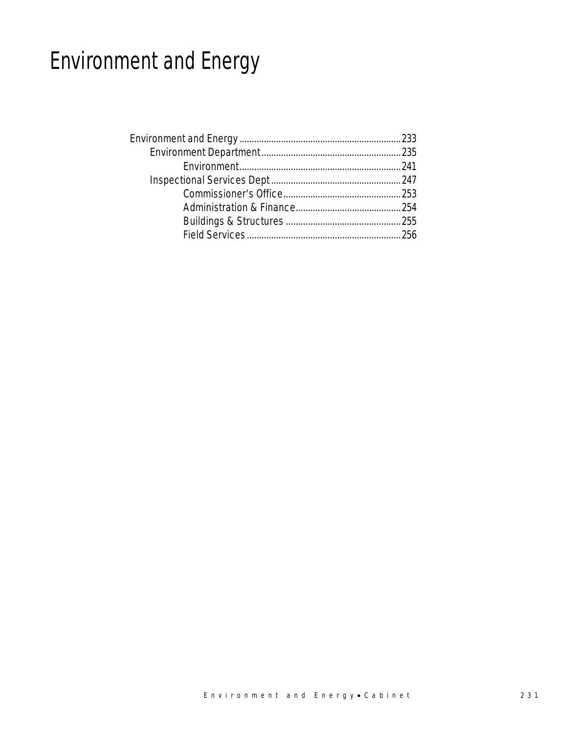# Environment and Energy

- Environment and Energy ... 233
  - Environment Department ... 235
    - Environment ... 241
  - Inspectional Services Dept ... 247
    - Commissioner's Office ... 253
    - Administration & Finance ... 254
    - Buildings & Structures ... 255
    - Field Services ... 256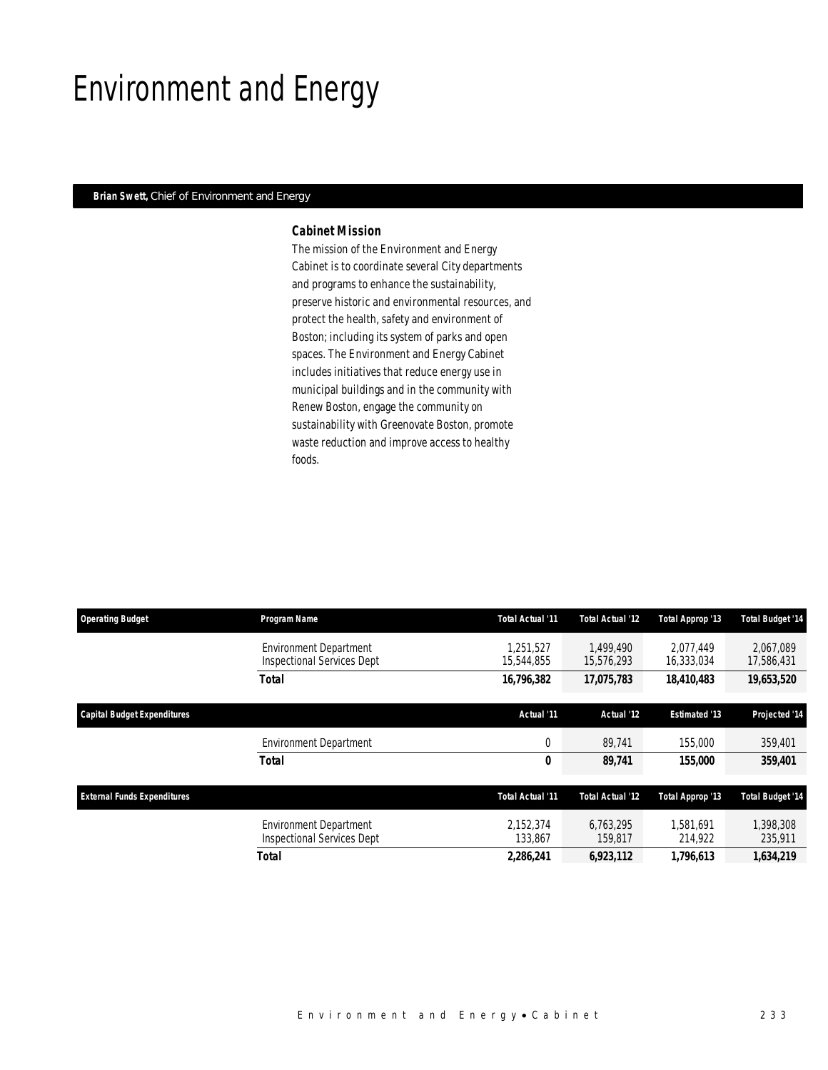# Environment and Energy

**Brian Swett,** Chief of Environment and Energy

### *Cabinet Mission*

*The mission of the Environment and Energy Cabinet is to coordinate several City departments and programs to enhance the sustainability, preserve historic and environmental resources, and protect the health, safety and environment of Boston; including its system of parks and open spaces. The Environment and Energy Cabinet includes initiatives that reduce energy use in municipal buildings and in the community with Renew Boston, engage the community on sustainability with Greenovate Boston, promote waste reduction and improve access to healthy foods.*

| Operating Budget | Program Name | Total Actual '11 | Total Actual '12 | Total Approp '13 | Total Budget '14 |
|---|---|---|---|---|---|
| | Environment Department | 1,251,527 | 1,499,490 | 2,077,449 | 2,067,089 |
| | Inspectional Services Dept | 15,544,855 | 15,576,293 | 16,333,034 | 17,586,431 |
| | **Total** | **16,796,382** | **17,075,783** | **18,410,483** | **19,653,520** |

| Capital Budget Expenditures | | Actual '11 | Actual '12 | Estimated '13 | Projected '14 |
|---|---|---|---|---|---|
| | Environment Department | 0 | 89,741 | 155,000 | 359,401 |
| | **Total** | **0** | **89,741** | **155,000** | **359,401** |

| External Funds Expenditures | | Total Actual '11 | Total Actual '12 | Total Approp '13 | Total Budget '14 |
|---|---|---|---|---|---|
| | Environment Department | 2,152,374 | 6,763,295 | 1,581,691 | 1,398,308 |
| | Inspectional Services Dept | 133,867 | 159,817 | 214,922 | 235,911 |
| | **Total** | **2,286,241** | **6,923,112** | **1,796,613** | **1,634,219** |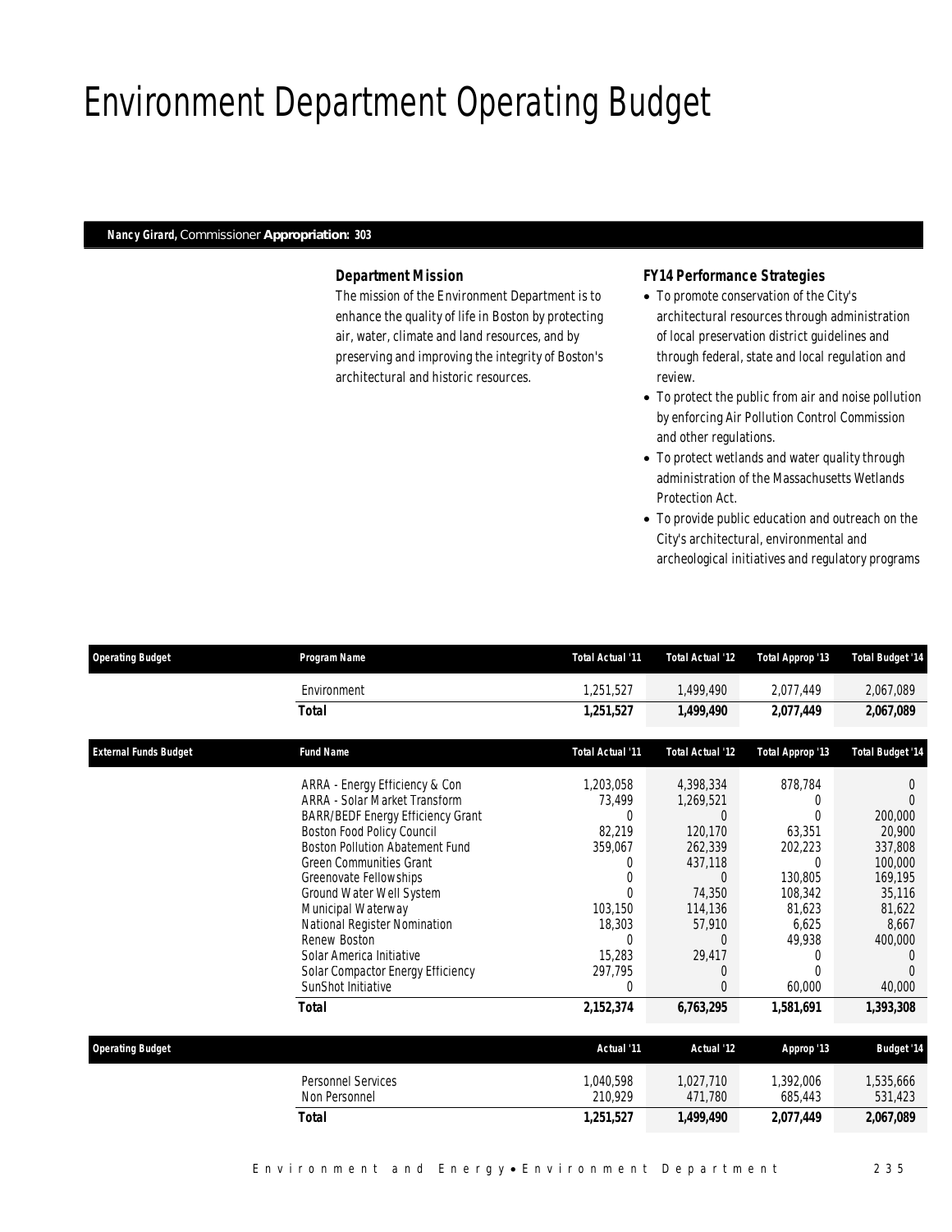# Environment Department Operating Budget

**Nancy Girard,** Commissioner **Appropriation: 303**

### Department Mission

The mission of the Environment Department is to enhance the quality of life in Boston by protecting air, water, climate and land resources, and by preserving and improving the integrity of Boston's architectural and historic resources.

### FY14 Performance Strategies

- To promote conservation of the City's architectural resources through administration of local preservation district guidelines and through federal, state and local regulation and review.
- To protect the public from air and noise pollution by enforcing Air Pollution Control Commission and other regulations.
- To protect wetlands and water quality through administration of the Massachusetts Wetlands Protection Act.
- To provide public education and outreach on the City's architectural, environmental and archeological initiatives and regulatory programs

| Operating Budget | Program Name | Total Actual '11 | Total Actual '12 | Total Approp '13 | Total Budget '14 |
|---|---|---|---|---|---|
| | Environment | 1,251,527 | 1,499,490 | 2,077,449 | 2,067,089 |
| | **Total** | **1,251,527** | **1,499,490** | **2,077,449** | **2,067,089** |

| External Funds Budget | Fund Name | Total Actual '11 | Total Actual '12 | Total Approp '13 | Total Budget '14 |
|---|---|---|---|---|---|
| | ARRA - Energy Efficiency & Con | 1,203,058 | 4,398,334 | 878,784 | 0 |
| | ARRA - Solar Market Transform | 73,499 | 1,269,521 | 0 | 0 |
| | BARR/BEDF Energy Efficiency Grant | 0 | 0 | 0 | 200,000 |
| | Boston Food Policy Council | 82,219 | 120,170 | 63,351 | 20,900 |
| | Boston Pollution Abatement Fund | 359,067 | 262,339 | 202,223 | 337,808 |
| | Green Communities Grant | 0 | 437,118 | 0 | 100,000 |
| | Greenovate Fellowships | 0 | 0 | 130,805 | 169,195 |
| | Ground Water Well System | 0 | 74,350 | 108,342 | 35,116 |
| | Municipal Waterway | 103,150 | 114,136 | 81,623 | 81,622 |
| | National Register Nomination | 18,303 | 57,910 | 6,625 | 8,667 |
| | Renew Boston | 0 | 0 | 49,938 | 400,000 |
| | Solar America Initiative | 15,283 | 29,417 | 0 | 0 |
| | Solar Compactor Energy Efficiency | 297,795 | 0 | 0 | 0 |
| | SunShot Initiative | 0 | 0 | 60,000 | 40,000 |
| | **Total** | **2,152,374** | **6,763,295** | **1,581,691** | **1,393,308** |

| Operating Budget | | Actual '11 | Actual '12 | Approp '13 | Budget '14 |
|---|---|---|---|---|---|
| | Personnel Services | 1,040,598 | 1,027,710 | 1,392,006 | 1,535,666 |
| | Non Personnel | 210,929 | 471,780 | 685,443 | 531,423 |
| | **Total** | **1,251,527** | **1,499,490** | **2,077,449** | **2,067,089** |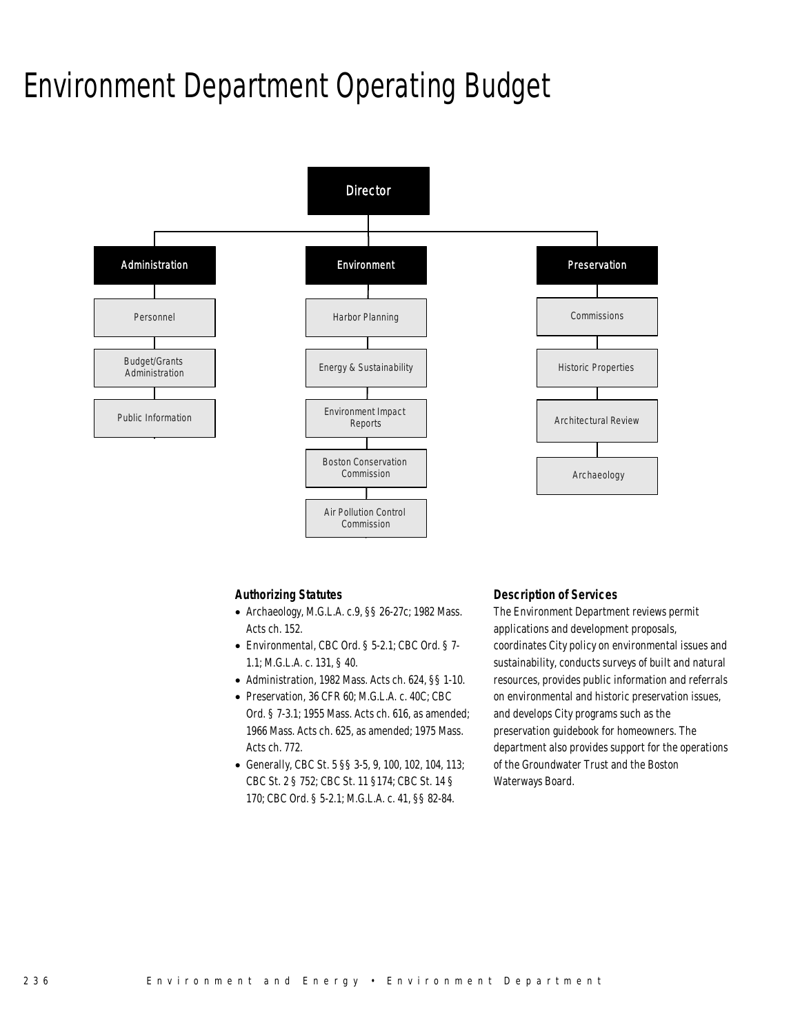# Environment Department Operating Budget

Director

- Administration
  - Personnel
  - Budget/Grants Administration
  - Public Information
- Environment
  - Harbor Planning
  - Energy & Sustainability
  - Environment Impact Reports
  - Boston Conservation Commission
  - Air Pollution Control Commission
- Preservation
  - Commissions
  - Historic Properties
  - Architectural Review
  - Archaeology

### Authorizing Statutes

- Archaeology, M.G.L.A. c.9, §§ 26-27c; 1982 Mass. Acts ch. 152.
- Environmental, CBC Ord. § 5-2.1; CBC Ord. § 7-1.1; M.G.L.A. c. 131, § 40.
- Administration, 1982 Mass. Acts ch. 624, §§ 1-10.
- Preservation, 36 CFR 60; M.G.L.A. c. 40C; CBC Ord. § 7-3.1; 1955 Mass. Acts ch. 616, as amended; 1966 Mass. Acts ch. 625, as amended; 1975 Mass. Acts ch. 772.
- Generally, CBC St. 5 §§ 3-5, 9, 100, 102, 104, 113; CBC St. 2 § 752; CBC St. 11 §174; CBC St. 14 § 170; CBC Ord. § 5-2.1; M.G.L.A. c. 41, §§ 82-84.

### Description of Services

The Environment Department reviews permit applications and development proposals, coordinates City policy on environmental issues and sustainability, conducts surveys of built and natural resources, provides public information and referrals on environmental and historic preservation issues, and develops City programs such as the preservation guidebook for homeowners. The department also provides support for the operations of the Groundwater Trust and the Boston Waterways Board.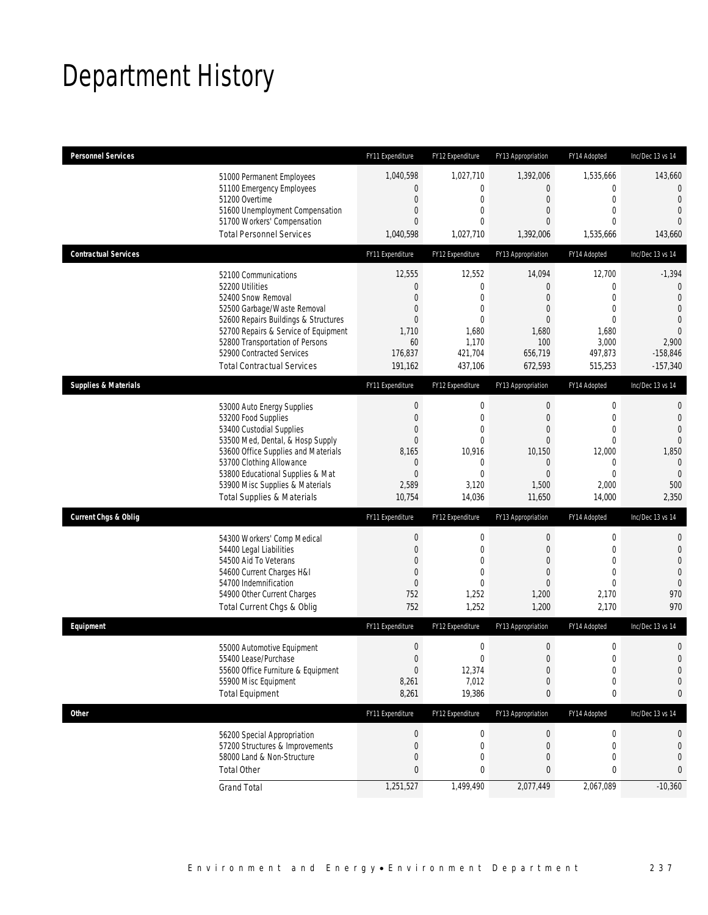# Department History

| Personnel Services | FY11 Expenditure | FY12 Expenditure | FY13 Appropriation | FY14 Adopted | Inc/Dec 13 vs 14 |
|---|---|---|---|---|---|
| 51000 Permanent Employees | 1,040,598 | 1,027,710 | 1,392,006 | 1,535,666 | 143,660 |
| 51100 Emergency Employees | 0 | 0 | 0 | 0 | 0 |
| 51200 Overtime | 0 | 0 | 0 | 0 | 0 |
| 51600 Unemployment Compensation | 0 | 0 | 0 | 0 | 0 |
| 51700 Workers' Compensation | 0 | 0 | 0 | 0 | 0 |
| Total Personnel Services | 1,040,598 | 1,027,710 | 1,392,006 | 1,535,666 | 143,660 |

| Contractual Services | FY11 Expenditure | FY12 Expenditure | FY13 Appropriation | FY14 Adopted | Inc/Dec 13 vs 14 |
|---|---|---|---|---|---|
| 52100 Communications | 12,555 | 12,552 | 14,094 | 12,700 | -1,394 |
| 52200 Utilities | 0 | 0 | 0 | 0 | 0 |
| 52400 Snow Removal | 0 | 0 | 0 | 0 | 0 |
| 52500 Garbage/Waste Removal | 0 | 0 | 0 | 0 | 0 |
| 52600 Repairs Buildings & Structures | 0 | 0 | 0 | 0 | 0 |
| 52700 Repairs & Service of Equipment | 1,710 | 1,680 | 1,680 | 1,680 | 0 |
| 52800 Transportation of Persons | 60 | 1,170 | 100 | 3,000 | 2,900 |
| 52900 Contracted Services | 176,837 | 421,704 | 656,719 | 497,873 | -158,846 |
| Total Contractual Services | 191,162 | 437,106 | 672,593 | 515,253 | -157,340 |

| Supplies & Materials | FY11 Expenditure | FY12 Expenditure | FY13 Appropriation | FY14 Adopted | Inc/Dec 13 vs 14 |
|---|---|---|---|---|---|
| 53000 Auto Energy Supplies | 0 | 0 | 0 | 0 | 0 |
| 53200 Food Supplies | 0 | 0 | 0 | 0 | 0 |
| 53400 Custodial Supplies | 0 | 0 | 0 | 0 | 0 |
| 53500 Med, Dental, & Hosp Supply | 0 | 0 | 0 | 0 | 0 |
| 53600 Office Supplies and Materials | 8,165 | 10,916 | 10,150 | 12,000 | 1,850 |
| 53700 Clothing Allowance | 0 | 0 | 0 | 0 | 0 |
| 53800 Educational Supplies & Mat | 0 | 0 | 0 | 0 | 0 |
| 53900 Misc Supplies & Materials | 2,589 | 3,120 | 1,500 | 2,000 | 500 |
| Total Supplies & Materials | 10,754 | 14,036 | 11,650 | 14,000 | 2,350 |

| Current Chgs & Oblig | FY11 Expenditure | FY12 Expenditure | FY13 Appropriation | FY14 Adopted | Inc/Dec 13 vs 14 |
|---|---|---|---|---|---|
| 54300 Workers' Comp Medical | 0 | 0 | 0 | 0 | 0 |
| 54400 Legal Liabilities | 0 | 0 | 0 | 0 | 0 |
| 54500 Aid To Veterans | 0 | 0 | 0 | 0 | 0 |
| 54600 Current Charges H&I | 0 | 0 | 0 | 0 | 0 |
| 54700 Indemnification | 0 | 0 | 0 | 0 | 0 |
| 54900 Other Current Charges | 752 | 1,252 | 1,200 | 2,170 | 970 |
| Total Current Chgs & Oblig | 752 | 1,252 | 1,200 | 2,170 | 970 |

| Equipment | FY11 Expenditure | FY12 Expenditure | FY13 Appropriation | FY14 Adopted | Inc/Dec 13 vs 14 |
|---|---|---|---|---|---|
| 55000 Automotive Equipment | 0 | 0 | 0 | 0 | 0 |
| 55400 Lease/Purchase | 0 | 0 | 0 | 0 | 0 |
| 55600 Office Furniture & Equipment | 0 | 12,374 | 0 | 0 | 0 |
| 55900 Misc Equipment | 8,261 | 7,012 | 0 | 0 | 0 |
| Total Equipment | 8,261 | 19,386 | 0 | 0 | 0 |

| Other | FY11 Expenditure | FY12 Expenditure | FY13 Appropriation | FY14 Adopted | Inc/Dec 13 vs 14 |
|---|---|---|---|---|---|
| 56200 Special Appropriation | 0 | 0 | 0 | 0 | 0 |
| 57200 Structures & Improvements | 0 | 0 | 0 | 0 | 0 |
| 58000 Land & Non-Structure | 0 | 0 | 0 | 0 | 0 |
| Total Other | 0 | 0 | 0 | 0 | 0 |
| Grand Total | 1,251,527 | 1,499,490 | 2,077,449 | 2,067,089 | -10,360 |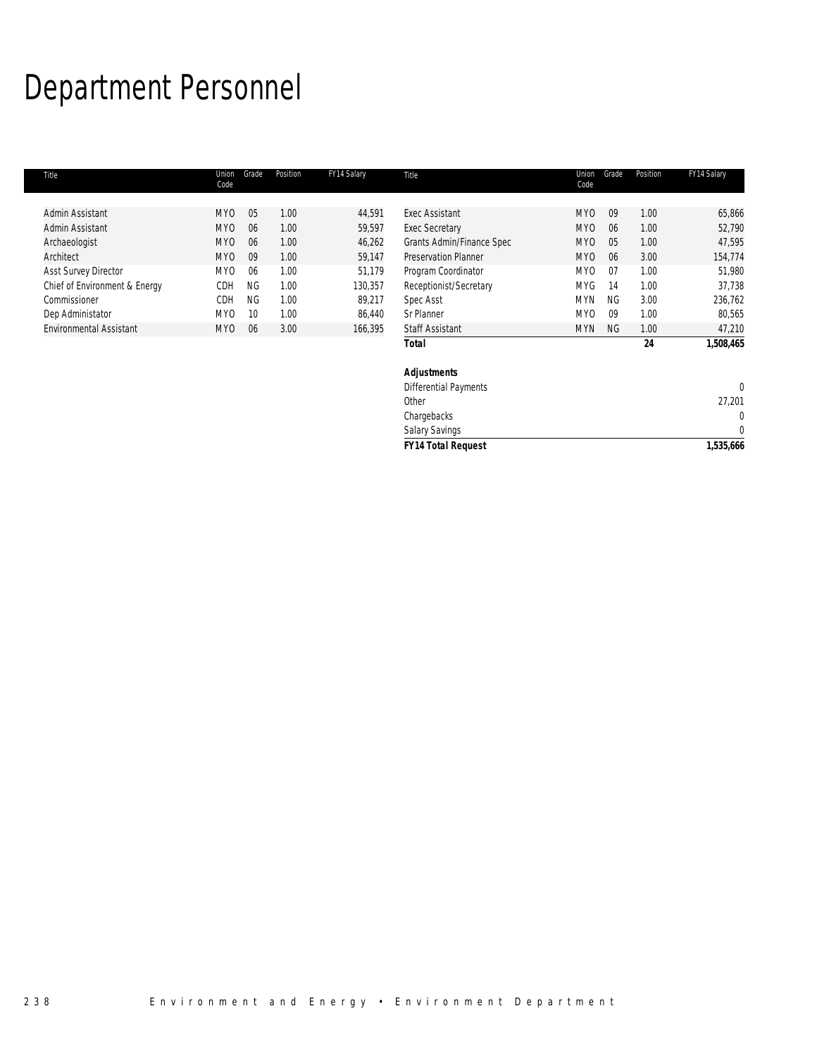# Department Personnel

| Title | Union Code | Grade | Position | FY14 Salary | Title | Union Code | Grade | Position | FY14 Salary |
|---|---|---|---|---|---|---|---|---|---|
| Admin Assistant | MYO | 05 | 1.00 | 44,591 | Exec Assistant | MYO | 09 | 1.00 | 65,866 |
| Admin Assistant | MYO | 06 | 1.00 | 59,597 | Exec Secretary | MYO | 06 | 1.00 | 52,790 |
| Archaeologist | MYO | 06 | 1.00 | 46,262 | Grants Admin/Finance Spec | MYO | 05 | 1.00 | 47,595 |
| Architect | MYO | 09 | 1.00 | 59,147 | Preservation Planner | MYO | 06 | 3.00 | 154,774 |
| Asst Survey Director | MYO | 06 | 1.00 | 51,179 | Program Coordinator | MYO | 07 | 1.00 | 51,980 |
| Chief of Environment & Energy | CDH | NG | 1.00 | 130,357 | Receptionist/Secretary | MYG | 14 | 1.00 | 37,738 |
| Commissioner | CDH | NG | 1.00 | 89,217 | Spec Asst | MYN | NG | 3.00 | 236,762 |
| Dep Administator | MYO | 10 | 1.00 | 86,440 | Sr Planner | MYO | 09 | 1.00 | 80,565 |
| Environmental Assistant | MYO | 06 | 3.00 | 166,395 | Staff Assistant | MYN | NG | 1.00 | 47,210 |
| | | | | | **Total** | | | **24** | **1,508,465** |
| | | | | | | | | | |
| | | | | | ***Adjustments*** | | | | |
| | | | | | Differential Payments | | | | 0 |
| | | | | | Other | | | | 27,201 |
| | | | | | Chargebacks | | | | 0 |
| | | | | | Salary Savings | | | | 0 |
| | | | | | ***FY14 Total Request*** | | | | **1,535,666** |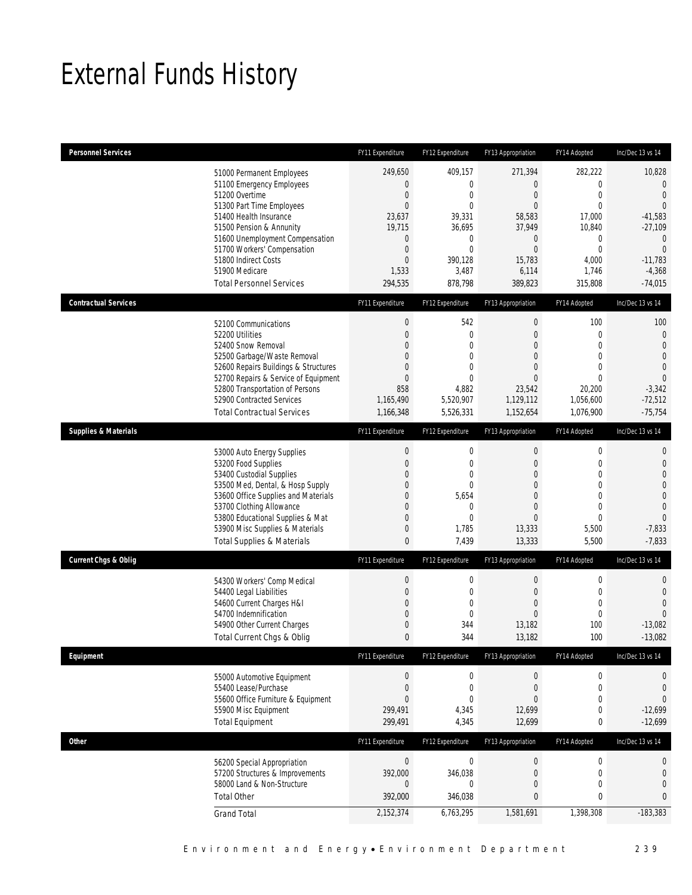# External Funds History

| Personnel Services | FY11 Expenditure | FY12 Expenditure | FY13 Appropriation | FY14 Adopted | Inc/Dec 13 vs 14 |
|---|---|---|---|---|---|
| 51000 Permanent Employees | 249,650 | 409,157 | 271,394 | 282,222 | 10,828 |
| 51100 Emergency Employees | 0 | 0 | 0 | 0 | 0 |
| 51200 Overtime | 0 | 0 | 0 | 0 | 0 |
| 51300 Part Time Employees | 0 | 0 | 0 | 0 | 0 |
| 51400 Health Insurance | 23,637 | 39,331 | 58,583 | 17,000 | -41,583 |
| 51500 Pension & Annunity | 19,715 | 36,695 | 37,949 | 10,840 | -27,109 |
| 51600 Unemployment Compensation | 0 | 0 | 0 | 0 | 0 |
| 51700 Workers' Compensation | 0 | 0 | 0 | 0 | 0 |
| 51800 Indirect Costs | 0 | 390,128 | 15,783 | 4,000 | -11,783 |
| 51900 Medicare | 1,533 | 3,487 | 6,114 | 1,746 | -4,368 |
| Total Personnel Services | 294,535 | 878,798 | 389,823 | 315,808 | -74,015 |

| Contractual Services | FY11 Expenditure | FY12 Expenditure | FY13 Appropriation | FY14 Adopted | Inc/Dec 13 vs 14 |
|---|---|---|---|---|---|
| 52100 Communications | 0 | 542 | 0 | 100 | 100 |
| 52200 Utilities | 0 | 0 | 0 | 0 | 0 |
| 52400 Snow Removal | 0 | 0 | 0 | 0 | 0 |
| 52500 Garbage/Waste Removal | 0 | 0 | 0 | 0 | 0 |
| 52600 Repairs Buildings & Structures | 0 | 0 | 0 | 0 | 0 |
| 52700 Repairs & Service of Equipment | 0 | 0 | 0 | 0 | 0 |
| 52800 Transportation of Persons | 858 | 4,882 | 23,542 | 20,200 | -3,342 |
| 52900 Contracted Services | 1,165,490 | 5,520,907 | 1,129,112 | 1,056,600 | -72,512 |
| Total Contractual Services | 1,166,348 | 5,526,331 | 1,152,654 | 1,076,900 | -75,754 |

| Supplies & Materials | FY11 Expenditure | FY12 Expenditure | FY13 Appropriation | FY14 Adopted | Inc/Dec 13 vs 14 |
|---|---|---|---|---|---|
| 53000 Auto Energy Supplies | 0 | 0 | 0 | 0 | 0 |
| 53200 Food Supplies | 0 | 0 | 0 | 0 | 0 |
| 53400 Custodial Supplies | 0 | 0 | 0 | 0 | 0 |
| 53500 Med, Dental, & Hosp Supply | 0 | 0 | 0 | 0 | 0 |
| 53600 Office Supplies and Materials | 0 | 5,654 | 0 | 0 | 0 |
| 53700 Clothing Allowance | 0 | 0 | 0 | 0 | 0 |
| 53800 Educational Supplies & Mat | 0 | 0 | 0 | 0 | 0 |
| 53900 Misc Supplies & Materials | 0 | 1,785 | 13,333 | 5,500 | -7,833 |
| Total Supplies & Materials | 0 | 7,439 | 13,333 | 5,500 | -7,833 |

| Current Chgs & Oblig | FY11 Expenditure | FY12 Expenditure | FY13 Appropriation | FY14 Adopted | Inc/Dec 13 vs 14 |
|---|---|---|---|---|---|
| 54300 Workers' Comp Medical | 0 | 0 | 0 | 0 | 0 |
| 54400 Legal Liabilities | 0 | 0 | 0 | 0 | 0 |
| 54600 Current Charges H&I | 0 | 0 | 0 | 0 | 0 |
| 54700 Indemnification | 0 | 0 | 0 | 0 | 0 |
| 54900 Other Current Charges | 0 | 344 | 13,182 | 100 | -13,082 |
| Total Current Chgs & Oblig | 0 | 344 | 13,182 | 100 | -13,082 |

| Equipment | FY11 Expenditure | FY12 Expenditure | FY13 Appropriation | FY14 Adopted | Inc/Dec 13 vs 14 |
|---|---|---|---|---|---|
| 55000 Automotive Equipment | 0 | 0 | 0 | 0 | 0 |
| 55400 Lease/Purchase | 0 | 0 | 0 | 0 | 0 |
| 55600 Office Furniture & Equipment | 0 | 0 | 0 | 0 | 0 |
| 55900 Misc Equipment | 299,491 | 4,345 | 12,699 | 0 | -12,699 |
| Total Equipment | 299,491 | 4,345 | 12,699 | 0 | -12,699 |

| Other | FY11 Expenditure | FY12 Expenditure | FY13 Appropriation | FY14 Adopted | Inc/Dec 13 vs 14 |
|---|---|---|---|---|---|
| 56200 Special Appropriation | 0 | 0 | 0 | 0 | 0 |
| 57200 Structures & Improvements | 392,000 | 346,038 | 0 | 0 | 0 |
| 58000 Land & Non-Structure | 0 | 0 | 0 | 0 | 0 |
| Total Other | 392,000 | 346,038 | 0 | 0 | 0 |
| Grand Total | 2,152,374 | 6,763,295 | 1,581,691 | 1,398,308 | -183,383 |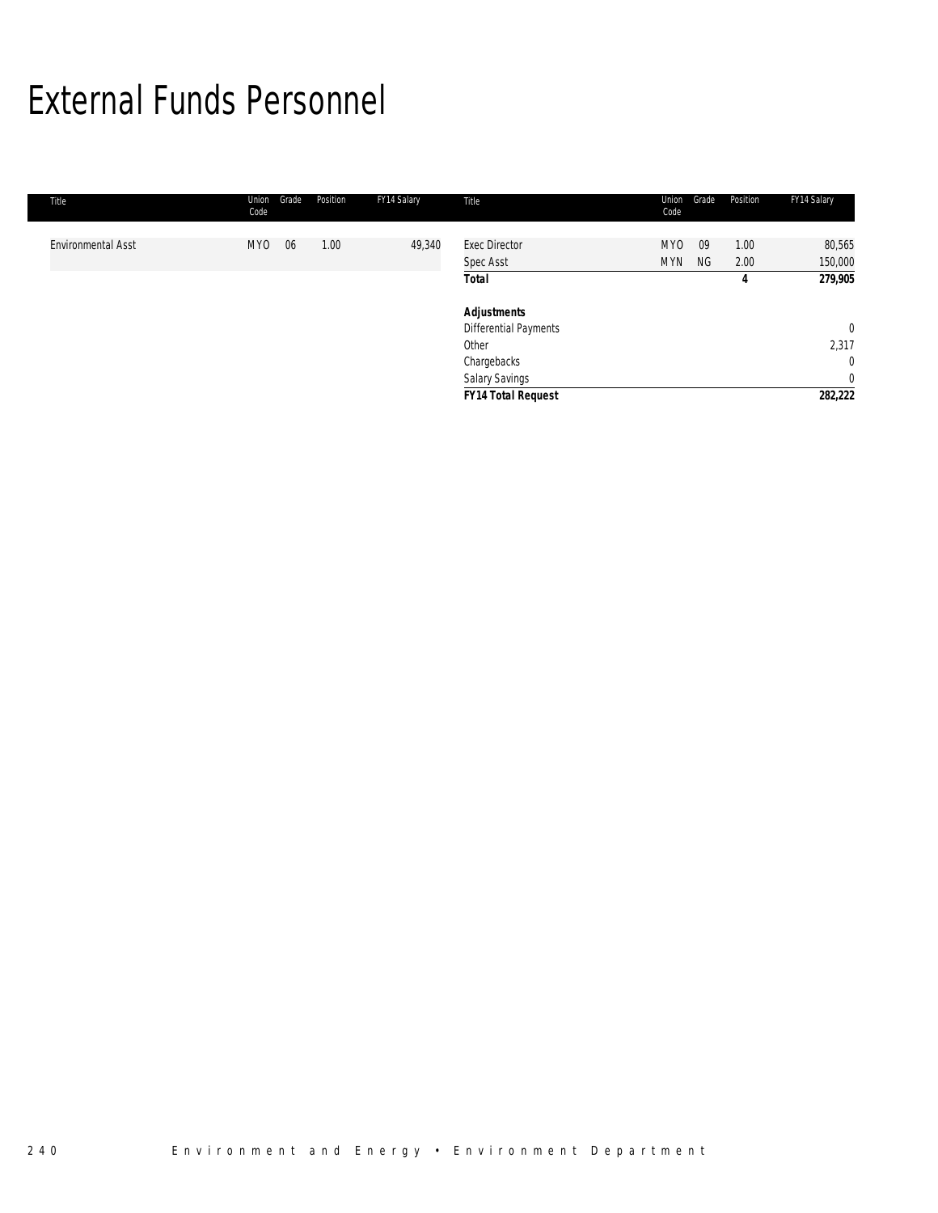# External Funds Personnel

| Title | Union Code | Grade | Position | FY14 Salary | Title | Union Code | Grade | Position | FY14 Salary |
|---|---|---|---|---|---|---|---|---|---|
| Environmental Asst | MYO | 06 | 1.00 | 49,340 | Exec Director | MYO | 09 | 1.00 | 80,565 |
| | | | | | Spec Asst | MYN | NG | 2.00 | 150,000 |
| | | | | | **Total** | | | **4** | **279,905** |
| | | | | | | | | | |
| | | | | | ***Adjustments*** | | | | |
| | | | | | Differential Payments | | | | 0 |
| | | | | | Other | | | | 2,317 |
| | | | | | Chargebacks | | | | 0 |
| | | | | | Salary Savings | | | | 0 |
| | | | | | ***FY14 Total Request*** | | | | **282,222** |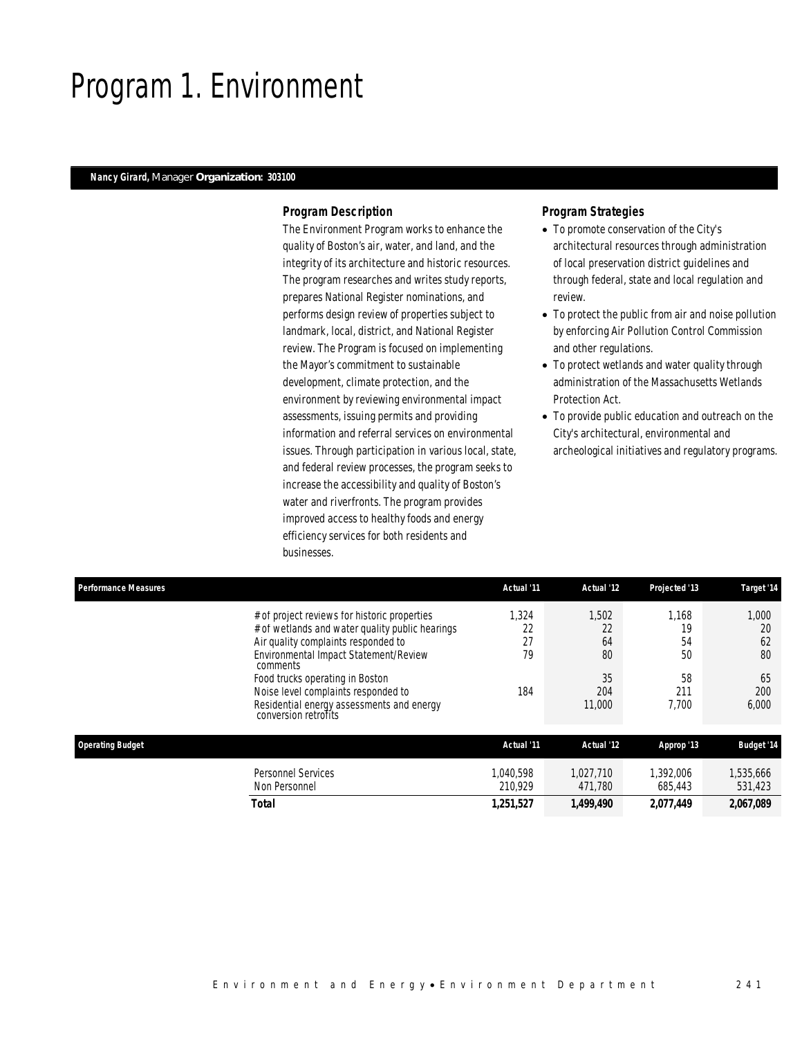# Program 1. Environment

***Nancy Girard,*** Manager **Organization: 303100**

### *Program Description*

The Environment Program works to enhance the quality of Boston's air, water, and land, and the integrity of its architecture and historic resources. The program researches and writes study reports, prepares National Register nominations, and performs design review of properties subject to landmark, local, district, and National Register review. The Program is focused on implementing the Mayor's commitment to sustainable development, climate protection, and the environment by reviewing environmental impact assessments, issuing permits and providing information and referral services on environmental issues. Through participation in various local, state, and federal review processes, the program seeks to increase the accessibility and quality of Boston's water and riverfronts. The program provides improved access to healthy foods and energy efficiency services for both residents and businesses.

### *Program Strategies*

- To promote conservation of the City's architectural resources through administration of local preservation district guidelines and through federal, state and local regulation and review.
- To protect the public from air and noise pollution by enforcing Air Pollution Control Commission and other regulations.
- To protect wetlands and water quality through administration of the Massachusetts Wetlands Protection Act.
- To provide public education and outreach on the City's architectural, environmental and archeological initiatives and regulatory programs.

| Performance Measures | Actual '11 | Actual '12 | Projected '13 | Target '14 |
|---|---|---|---|---|
| # of project reviews for historic properties | 1,324 | 1,502 | 1,168 | 1,000 |
| # of wetlands and water quality public hearings | 22 | 22 | 19 | 20 |
| Air quality complaints responded to | 27 | 64 | 54 | 62 |
| Environmental Impact Statement/Review comments | 79 | 80 | 50 | 80 |
| Food trucks operating in Boston | | 35 | 58 | 65 |
| Noise level complaints responded to | 184 | 204 | 211 | 200 |
| Residential energy assessments and energy conversion retrofits | | 11,000 | 7,700 | 6,000 |

| Operating Budget | Actual '11 | Actual '12 | Approp '13 | Budget '14 |
|---|---|---|---|---|
| Personnel Services | 1,040,598 | 1,027,710 | 1,392,006 | 1,535,666 |
| Non Personnel | 210,929 | 471,780 | 685,443 | 531,423 |
| **Total** | **1,251,527** | **1,499,490** | **2,077,449** | **2,067,089** |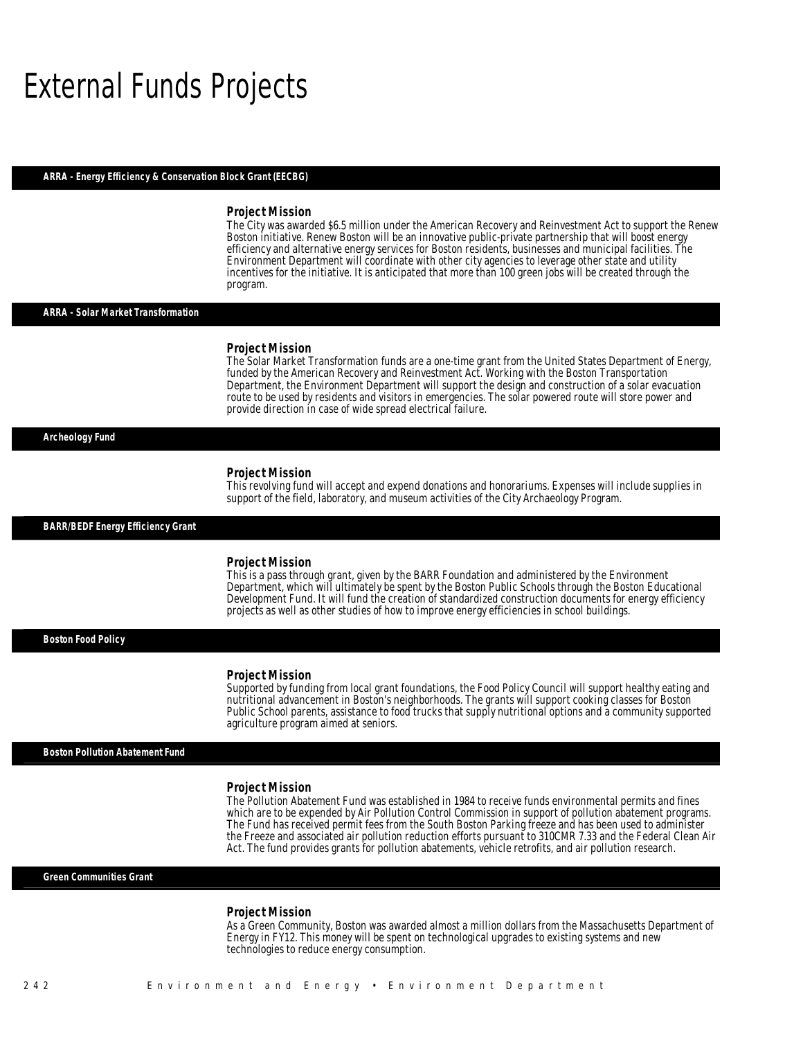# External Funds Projects

### ARRA - Energy Efficiency & Conservation Block Grant (EECBG)

**Project Mission**

The City was awarded $6.5 million under the American Recovery and Reinvestment Act to support the Renew Boston initiative. Renew Boston will be an innovative public-private partnership that will boost energy efficiency and alternative energy services for Boston residents, businesses and municipal facilities. The Environment Department will coordinate with other city agencies to leverage other state and utility incentives for the initiative. It is anticipated that more than 100 green jobs will be created through the program.

### ARRA - Solar Market Transformation

**Project Mission**

The Solar Market Transformation funds are a one-time grant from the United States Department of Energy, funded by the American Recovery and Reinvestment Act. Working with the Boston Transportation Department, the Environment Department will support the design and construction of a solar evacuation route to be used by residents and visitors in emergencies. The solar powered route will store power and provide direction in case of wide spread electrical failure.

### Archeology Fund

**Project Mission**

This revolving fund will accept and expend donations and honorariums. Expenses will include supplies in support of the field, laboratory, and museum activities of the City Archaeology Program.

### BARR/BEDF Energy Efficiency Grant

**Project Mission**

This is a pass through grant, given by the BARR Foundation and administered by the Environment Department, which will ultimately be spent by the Boston Public Schools through the Boston Educational Development Fund. It will fund the creation of standardized construction documents for energy efficiency projects as well as other studies of how to improve energy efficiencies in school buildings.

### Boston Food Policy

**Project Mission**

Supported by funding from local grant foundations, the Food Policy Council will support healthy eating and nutritional advancement in Boston's neighborhoods. The grants will support cooking classes for Boston Public School parents, assistance to food trucks that supply nutritional options and a community supported agriculture program aimed at seniors.

### Boston Pollution Abatement Fund

**Project Mission**

The Pollution Abatement Fund was established in 1984 to receive funds environmental permits and fines which are to be expended by Air Pollution Control Commission in support of pollution abatement programs. The Fund has received permit fees from the South Boston Parking freeze and has been used to administer the Freeze and associated air pollution reduction efforts pursuant to 310CMR 7.33 and the Federal Clean Air Act. The fund provides grants for pollution abatements, vehicle retrofits, and air pollution research.

### Green Communities Grant

**Project Mission**

As a Green Community, Boston was awarded almost a million dollars from the Massachusetts Department of Energy in FY12. This money will be spent on technological upgrades to existing systems and new technologies to reduce energy consumption.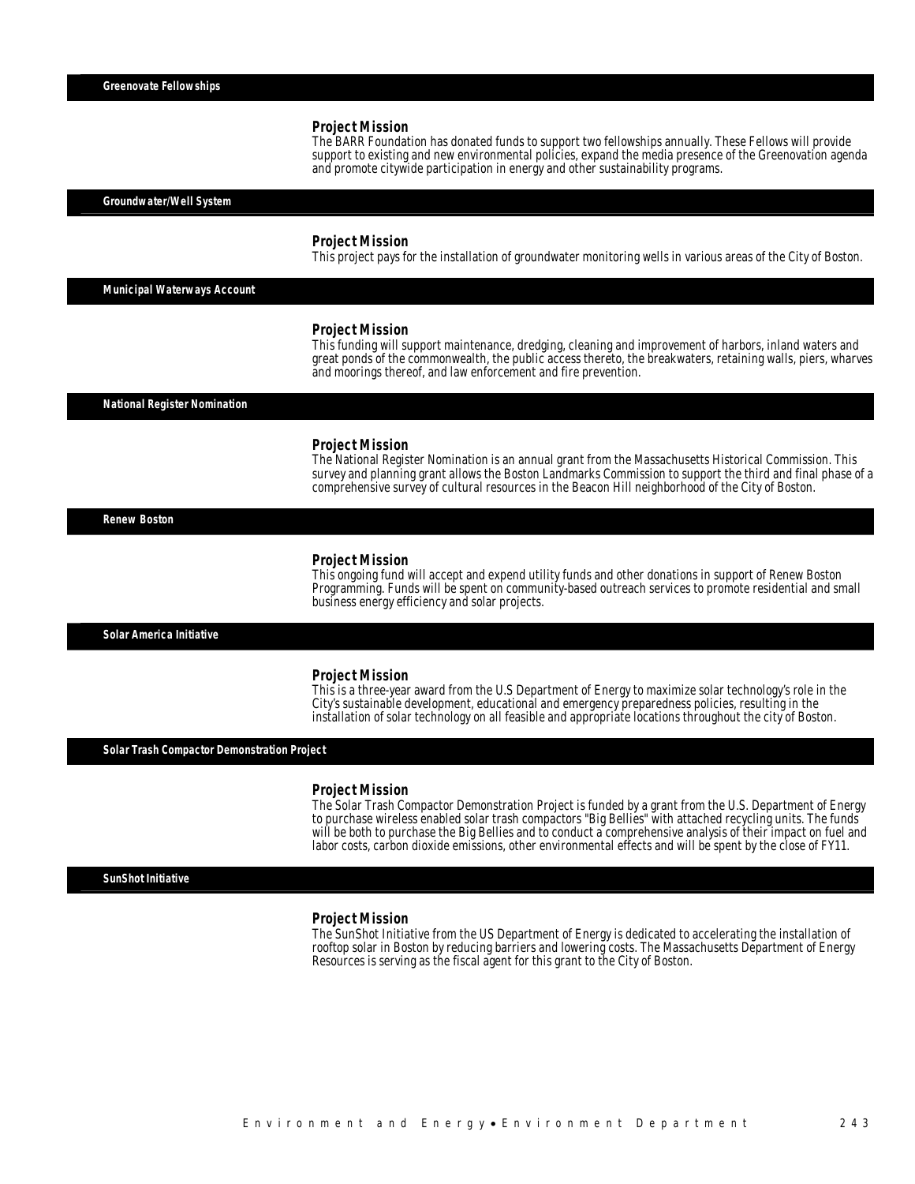## Greenovate Fellowships

### Project Mission

The BARR Foundation has donated funds to support two fellowships annually. These Fellows will provide support to existing and new environmental policies, expand the media presence of the Greenovation agenda and promote citywide participation in energy and other sustainability programs.

## Groundwater/Well System

### Project Mission

This project pays for the installation of groundwater monitoring wells in various areas of the City of Boston.

## Municipal Waterways Account

### Project Mission

This funding will support maintenance, dredging, cleaning and improvement of harbors, inland waters and great ponds of the commonwealth, the public access thereto, the breakwaters, retaining walls, piers, wharves and moorings thereof, and law enforcement and fire prevention.

## National Register Nomination

### Project Mission

The National Register Nomination is an annual grant from the Massachusetts Historical Commission. This survey and planning grant allows the Boston Landmarks Commission to support the third and final phase of a comprehensive survey of cultural resources in the Beacon Hill neighborhood of the City of Boston.

## Renew Boston

### Project Mission

This ongoing fund will accept and expend utility funds and other donations in support of Renew Boston Programming. Funds will be spent on community-based outreach services to promote residential and small business energy efficiency and solar projects.

## Solar America Initiative

### Project Mission

This is a three-year award from the U.S Department of Energy to maximize solar technology's role in the City's sustainable development, educational and emergency preparedness policies, resulting in the installation of solar technology on all feasible and appropriate locations throughout the city of Boston.

## Solar Trash Compactor Demonstration Project

### Project Mission

The Solar Trash Compactor Demonstration Project is funded by a grant from the U.S. Department of Energy to purchase wireless enabled solar trash compactors "Big Bellies" with attached recycling units. The funds will be both to purchase the Big Bellies and to conduct a comprehensive analysis of their impact on fuel and labor costs, carbon dioxide emissions, other environmental effects and will be spent by the close of FY11.

## SunShot Initiative

### Project Mission

The SunShot Initiative from the US Department of Energy is dedicated to accelerating the installation of rooftop solar in Boston by reducing barriers and lowering costs. The Massachusetts Department of Energy Resources is serving as the fiscal agent for this grant to the City of Boston.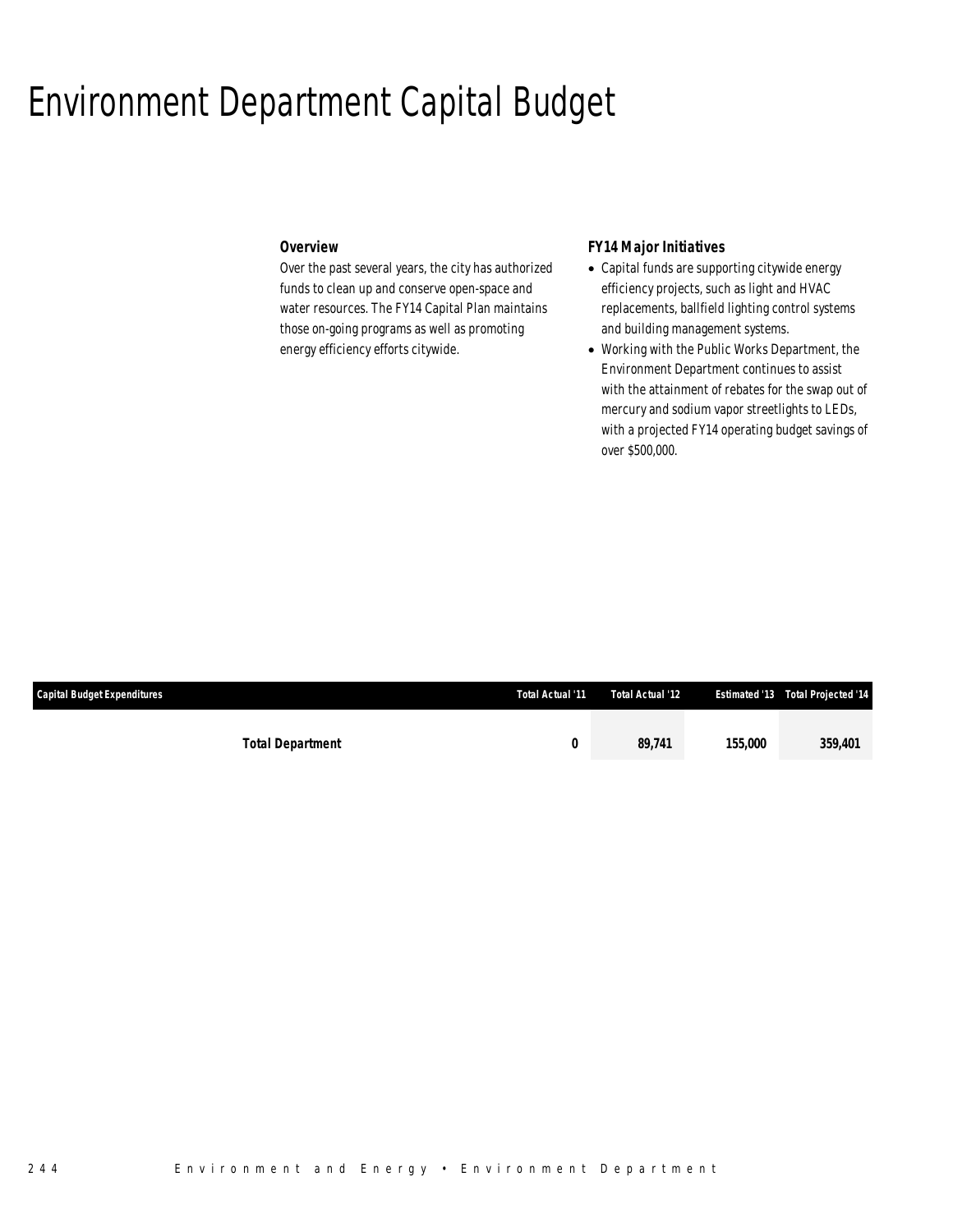# Environment Department Capital Budget

### Overview

Over the past several years, the city has authorized funds to clean up and conserve open-space and water resources. The FY14 Capital Plan maintains those on-going programs as well as promoting energy efficiency efforts citywide.

### FY14 Major Initiatives

- Capital funds are supporting citywide energy efficiency projects, such as light and HVAC replacements, ballfield lighting control systems and building management systems.
- Working with the Public Works Department, the Environment Department continues to assist with the attainment of rebates for the swap out of mercury and sodium vapor streetlights to LEDs, with a projected FY14 operating budget savings of over $500,000.

| Capital Budget Expenditures | Total Actual '11 | Total Actual '12 | Estimated '13 | Total Projected '14 |
|---|---|---|---|---|
| **Total Department** | **0** | **89,741** | **155,000** | **359,401** |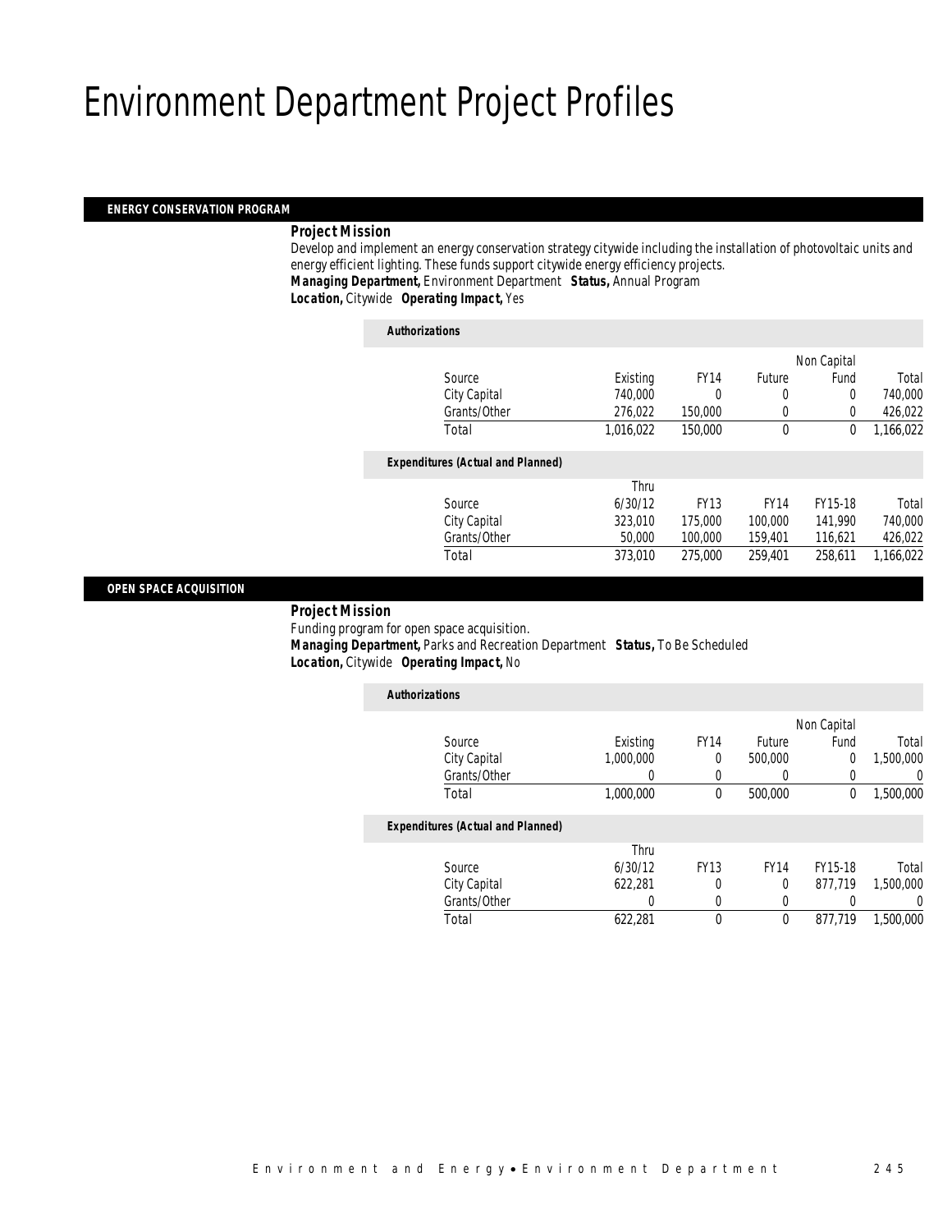# Environment Department Project Profiles

## ENERGY CONSERVATION PROGRAM

***Project Mission***

Develop and implement an energy conservation strategy citywide including the installation of photovoltaic units and energy efficient lighting. These funds support citywide energy efficiency projects.

***Managing Department,*** Environment Department ***Status,*** Annual Program

***Location,*** Citywide ***Operating Impact,*** Yes

***Authorizations***

| Source | Existing | FY14 | Future | Non Capital Fund | Total |
|---|---|---|---|---|---|
| City Capital | 740,000 | 0 | 0 | 0 | 740,000 |
| Grants/Other | 276,022 | 150,000 | 0 | 0 | 426,022 |
| Total | 1,016,022 | 150,000 | 0 | 0 | 1,166,022 |

***Expenditures (Actual and Planned)***

| Source | Thru 6/30/12 | FY13 | FY14 | FY15-18 | Total |
|---|---|---|---|---|---|
| City Capital | 323,010 | 175,000 | 100,000 | 141,990 | 740,000 |
| Grants/Other | 50,000 | 100,000 | 159,401 | 116,621 | 426,022 |
| Total | 373,010 | 275,000 | 259,401 | 258,611 | 1,166,022 |

## OPEN SPACE ACQUISITION

***Project Mission***

Funding program for open space acquisition.

***Managing Department,*** Parks and Recreation Department ***Status,*** To Be Scheduled

***Location,*** Citywide ***Operating Impact,*** No

***Authorizations***

| Source | Existing | FY14 | Future | Non Capital Fund | Total |
|---|---|---|---|---|---|
| City Capital | 1,000,000 | 0 | 500,000 | 0 | 1,500,000 |
| Grants/Other | 0 | 0 | 0 | 0 | 0 |
| Total | 1,000,000 | 0 | 500,000 | 0 | 1,500,000 |

***Expenditures (Actual and Planned)***

| Source | Thru 6/30/12 | FY13 | FY14 | FY15-18 | Total |
|---|---|---|---|---|---|
| City Capital | 622,281 | 0 | 0 | 877,719 | 1,500,000 |
| Grants/Other | 0 | 0 | 0 | 0 | 0 |
| Total | 622,281 | 0 | 0 | 877,719 | 1,500,000 |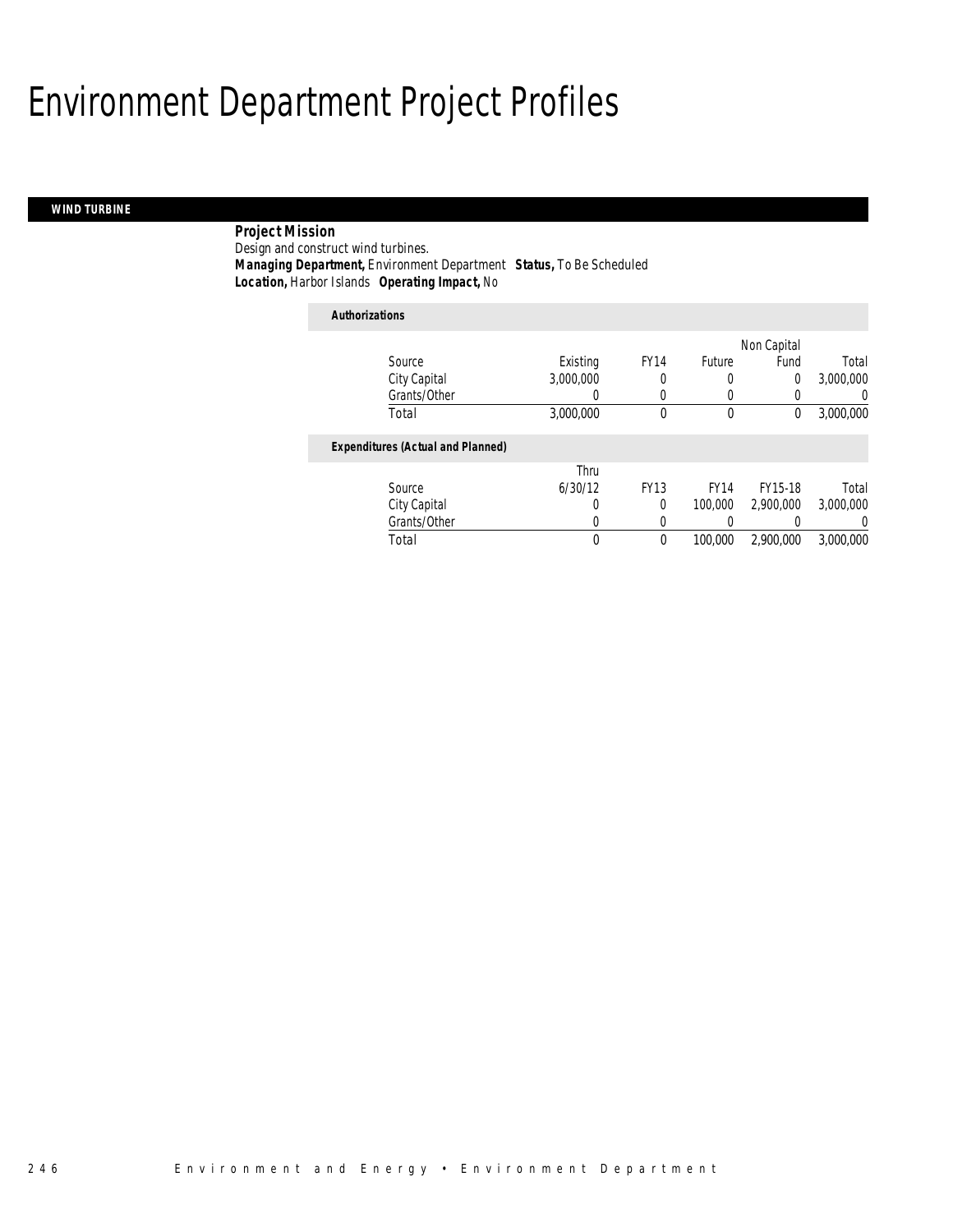# Environment Department Project Profiles

## WIND TURBINE

**Project Mission**
Design and construct wind turbines.
**Managing Department,** Environment Department **Status,** To Be Scheduled
**Location,** Harbor Islands **Operating Impact,** No

**Authorizations**

| Source | Existing | FY14 | Future | Non Capital Fund | Total |
|---|---|---|---|---|---|
| City Capital | 3,000,000 | 0 | 0 | 0 | 3,000,000 |
| Grants/Other | 0 | 0 | 0 | 0 | 0 |
| Total | 3,000,000 | 0 | 0 | 0 | 3,000,000 |

**Expenditures (Actual and Planned)**

| Source | Thru 6/30/12 | FY13 | FY14 | FY15-18 | Total |
|---|---|---|---|---|---|
| City Capital | 0 | 0 | 100,000 | 2,900,000 | 3,000,000 |
| Grants/Other | 0 | 0 | 0 | 0 | 0 |
| Total | 0 | 0 | 100,000 | 2,900,000 | 3,000,000 |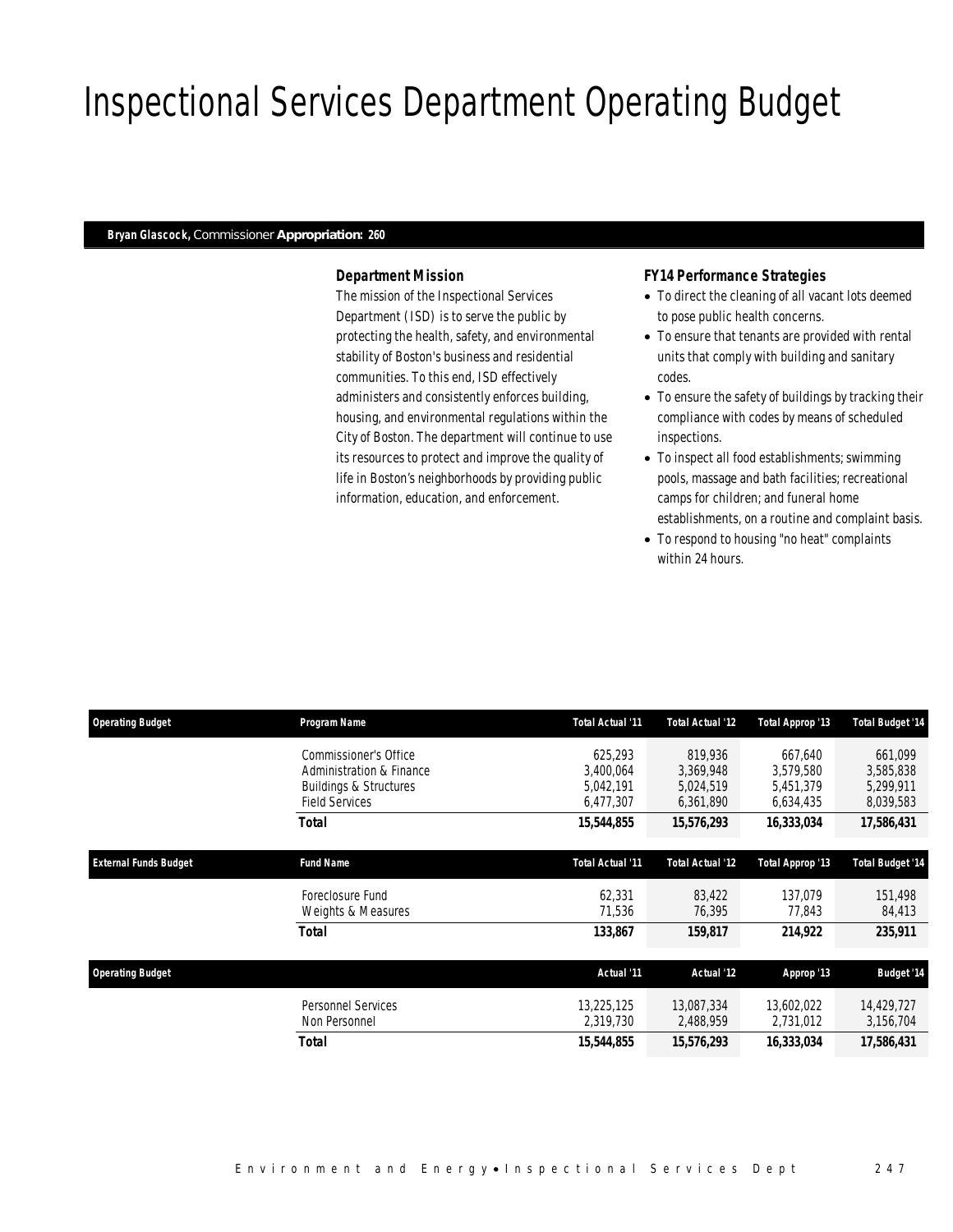# Inspectional Services Department Operating Budget

**Bryan Glascock,** Commissioner **Appropriation: 260**

### *Department Mission*

The mission of the Inspectional Services Department (ISD) is to serve the public by protecting the health, safety, and environmental stability of Boston's business and residential communities. To this end, ISD effectively administers and consistently enforces building, housing, and environmental regulations within the City of Boston. The department will continue to use its resources to protect and improve the quality of life in Boston's neighborhoods by providing public information, education, and enforcement.

### *FY14 Performance Strategies*

- To direct the cleaning of all vacant lots deemed to pose public health concerns.
- To ensure that tenants are provided with rental units that comply with building and sanitary codes.
- To ensure the safety of buildings by tracking their compliance with codes by means of scheduled inspections.
- To inspect all food establishments; swimming pools, massage and bath facilities; recreational camps for children; and funeral home establishments, on a routine and complaint basis.
- To respond to housing "no heat" complaints within 24 hours.

| Operating Budget | Program Name | Total Actual '11 | Total Actual '12 | Total Approp '13 | Total Budget '14 |
|---|---|---|---|---|---|
| | Commissioner's Office | 625,293 | 819,936 | 667,640 | 661,099 |
| | Administration & Finance | 3,400,064 | 3,369,948 | 3,579,580 | 3,585,838 |
| | Buildings & Structures | 5,042,191 | 5,024,519 | 5,451,379 | 5,299,911 |
| | Field Services | 6,477,307 | 6,361,890 | 6,634,435 | 8,039,583 |
| | **Total** | **15,544,855** | **15,576,293** | **16,333,034** | **17,586,431** |

| External Funds Budget | Fund Name | Total Actual '11 | Total Actual '12 | Total Approp '13 | Total Budget '14 |
|---|---|---|---|---|---|
| | Foreclosure Fund | 62,331 | 83,422 | 137,079 | 151,498 |
| | Weights & Measures | 71,536 | 76,395 | 77,843 | 84,413 |
| | **Total** | **133,867** | **159,817** | **214,922** | **235,911** |

| Operating Budget | | Actual '11 | Actual '12 | Approp '13 | Budget '14 |
|---|---|---|---|---|---|
| | Personnel Services | 13,225,125 | 13,087,334 | 13,602,022 | 14,429,727 |
| | Non Personnel | 2,319,730 | 2,488,959 | 2,731,012 | 3,156,704 |
| | **Total** | **15,544,855** | **15,576,293** | **16,333,034** | **17,586,431** |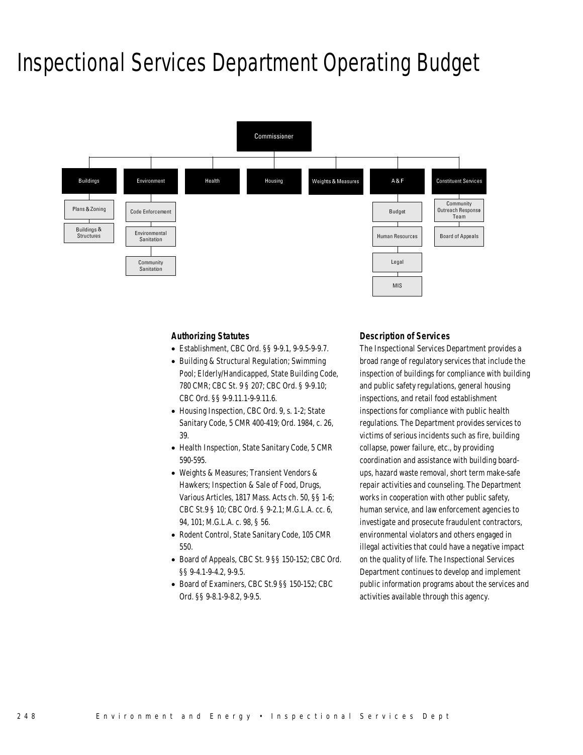# Inspectional Services Department Operating Budget

- Commissioner
  - Buildings
    - Plans & Zoning
    - Buildings & Structures
  - Environment
    - Code Enforcement
    - Environmental Sanitation
    - Community Sanitation
  - Health
  - Housing
  - Weights & Measures
  - A & F
    - Budget
    - Human Resources
    - Legal
    - MIS
  - Constituent Services
    - Community Outreach Response Team
    - Board of Appeals

### Authorizing Statutes

- Establishment, CBC Ord. §§ 9-9.1, 9-9.5-9-9.7.
- Building & Structural Regulation; Swimming Pool; Elderly/Handicapped, State Building Code, 780 CMR; CBC St. 9 § 207; CBC Ord. § 9-9.10; CBC Ord. §§ 9-9.11.1-9-9.11.6.
- Housing Inspection, CBC Ord. 9, s. 1-2; State Sanitary Code, 5 CMR 400-419; Ord. 1984, c. 26, 39.
- Health Inspection, State Sanitary Code, 5 CMR 590-595.
- Weights & Measures; Transient Vendors & Hawkers; Inspection & Sale of Food, Drugs, Various Articles, 1817 Mass. Acts ch. 50, §§ 1-6; CBC St.9 § 10; CBC Ord. § 9-2.1; M.G.L.A. cc. 6, 94, 101; M.G.L.A. c. 98, § 56.
- Rodent Control, State Sanitary Code, 105 CMR 550.
- Board of Appeals, CBC St. 9 §§ 150-152; CBC Ord. §§ 9-4.1-9-4.2, 9-9.5.
- Board of Examiners, CBC St.9 §§ 150-152; CBC Ord. §§ 9-8.1-9-8.2, 9-9.5.

### Description of Services

The Inspectional Services Department provides a broad range of regulatory services that include the inspection of buildings for compliance with building and public safety regulations, general housing inspections, and retail food establishment inspections for compliance with public health regulations. The Department provides services to victims of serious incidents such as fire, building collapse, power failure, etc., by providing coordination and assistance with building board-ups, hazard waste removal, short term make-safe repair activities and counseling. The Department works in cooperation with other public safety, human service, and law enforcement agencies to investigate and prosecute fraudulent contractors, environmental violators and others engaged in illegal activities that could have a negative impact on the quality of life. The Inspectional Services Department continues to develop and implement public information programs about the services and activities available through this agency.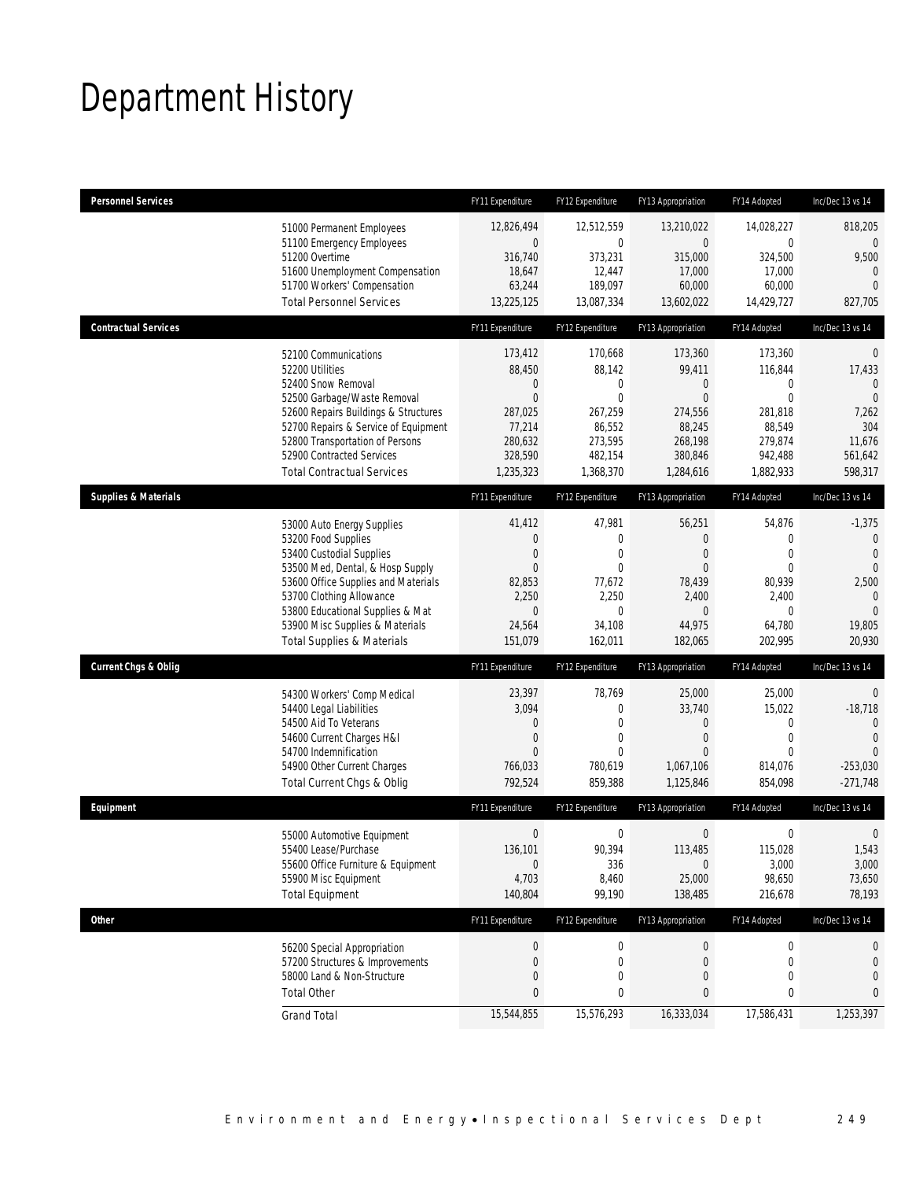# Department History

| Personnel Services | FY11 Expenditure | FY12 Expenditure | FY13 Appropriation | FY14 Adopted | Inc/Dec 13 vs 14 |
|---|---|---|---|---|---|
| 51000 Permanent Employees | 12,826,494 | 12,512,559 | 13,210,022 | 14,028,227 | 818,205 |
| 51100 Emergency Employees | 0 | 0 | 0 | 0 | 0 |
| 51200 Overtime | 316,740 | 373,231 | 315,000 | 324,500 | 9,500 |
| 51600 Unemployment Compensation | 18,647 | 12,447 | 17,000 | 17,000 | 0 |
| 51700 Workers' Compensation | 63,244 | 189,097 | 60,000 | 60,000 | 0 |
| Total Personnel Services | 13,225,125 | 13,087,334 | 13,602,022 | 14,429,727 | 827,705 |

| Contractual Services | FY11 Expenditure | FY12 Expenditure | FY13 Appropriation | FY14 Adopted | Inc/Dec 13 vs 14 |
|---|---|---|---|---|---|
| 52100 Communications | 173,412 | 170,668 | 173,360 | 173,360 | 0 |
| 52200 Utilities | 88,450 | 88,142 | 99,411 | 116,844 | 17,433 |
| 52400 Snow Removal | 0 | 0 | 0 | 0 | 0 |
| 52500 Garbage/Waste Removal | 0 | 0 | 0 | 0 | 0 |
| 52600 Repairs Buildings & Structures | 287,025 | 267,259 | 274,556 | 281,818 | 7,262 |
| 52700 Repairs & Service of Equipment | 77,214 | 86,552 | 88,245 | 88,549 | 304 |
| 52800 Transportation of Persons | 280,632 | 273,595 | 268,198 | 279,874 | 11,676 |
| 52900 Contracted Services | 328,590 | 482,154 | 380,846 | 942,488 | 561,642 |
| Total Contractual Services | 1,235,323 | 1,368,370 | 1,284,616 | 1,882,933 | 598,317 |

| Supplies & Materials | FY11 Expenditure | FY12 Expenditure | FY13 Appropriation | FY14 Adopted | Inc/Dec 13 vs 14 |
|---|---|---|---|---|---|
| 53000 Auto Energy Supplies | 41,412 | 47,981 | 56,251 | 54,876 | -1,375 |
| 53200 Food Supplies | 0 | 0 | 0 | 0 | 0 |
| 53400 Custodial Supplies | 0 | 0 | 0 | 0 | 0 |
| 53500 Med, Dental, & Hosp Supply | 0 | 0 | 0 | 0 | 0 |
| 53600 Office Supplies and Materials | 82,853 | 77,672 | 78,439 | 80,939 | 2,500 |
| 53700 Clothing Allowance | 2,250 | 2,250 | 2,400 | 2,400 | 0 |
| 53800 Educational Supplies & Mat | 0 | 0 | 0 | 0 | 0 |
| 53900 Misc Supplies & Materials | 24,564 | 34,108 | 44,975 | 64,780 | 19,805 |
| Total Supplies & Materials | 151,079 | 162,011 | 182,065 | 202,995 | 20,930 |

| Current Chgs & Oblig | FY11 Expenditure | FY12 Expenditure | FY13 Appropriation | FY14 Adopted | Inc/Dec 13 vs 14 |
|---|---|---|---|---|---|
| 54300 Workers' Comp Medical | 23,397 | 78,769 | 25,000 | 25,000 | 0 |
| 54400 Legal Liabilities | 3,094 | 0 | 33,740 | 15,022 | -18,718 |
| 54500 Aid To Veterans | 0 | 0 | 0 | 0 | 0 |
| 54600 Current Charges H&I | 0 | 0 | 0 | 0 | 0 |
| 54700 Indemnification | 0 | 0 | 0 | 0 | 0 |
| 54900 Other Current Charges | 766,033 | 780,619 | 1,067,106 | 814,076 | -253,030 |
| Total Current Chgs & Oblig | 792,524 | 859,388 | 1,125,846 | 854,098 | -271,748 |

| Equipment | FY11 Expenditure | FY12 Expenditure | FY13 Appropriation | FY14 Adopted | Inc/Dec 13 vs 14 |
|---|---|---|---|---|---|
| 55000 Automotive Equipment | 0 | 0 | 0 | 0 | 0 |
| 55400 Lease/Purchase | 136,101 | 90,394 | 113,485 | 115,028 | 1,543 |
| 55600 Office Furniture & Equipment | 0 | 336 | 0 | 3,000 | 3,000 |
| 55900 Misc Equipment | 4,703 | 8,460 | 25,000 | 98,650 | 73,650 |
| Total Equipment | 140,804 | 99,190 | 138,485 | 216,678 | 78,193 |

| Other | FY11 Expenditure | FY12 Expenditure | FY13 Appropriation | FY14 Adopted | Inc/Dec 13 vs 14 |
|---|---|---|---|---|---|
| 56200 Special Appropriation | 0 | 0 | 0 | 0 | 0 |
| 57200 Structures & Improvements | 0 | 0 | 0 | 0 | 0 |
| 58000 Land & Non-Structure | 0 | 0 | 0 | 0 | 0 |
| Total Other | 0 | 0 | 0 | 0 | 0 |
| Grand Total | 15,544,855 | 15,576,293 | 16,333,034 | 17,586,431 | 1,253,397 |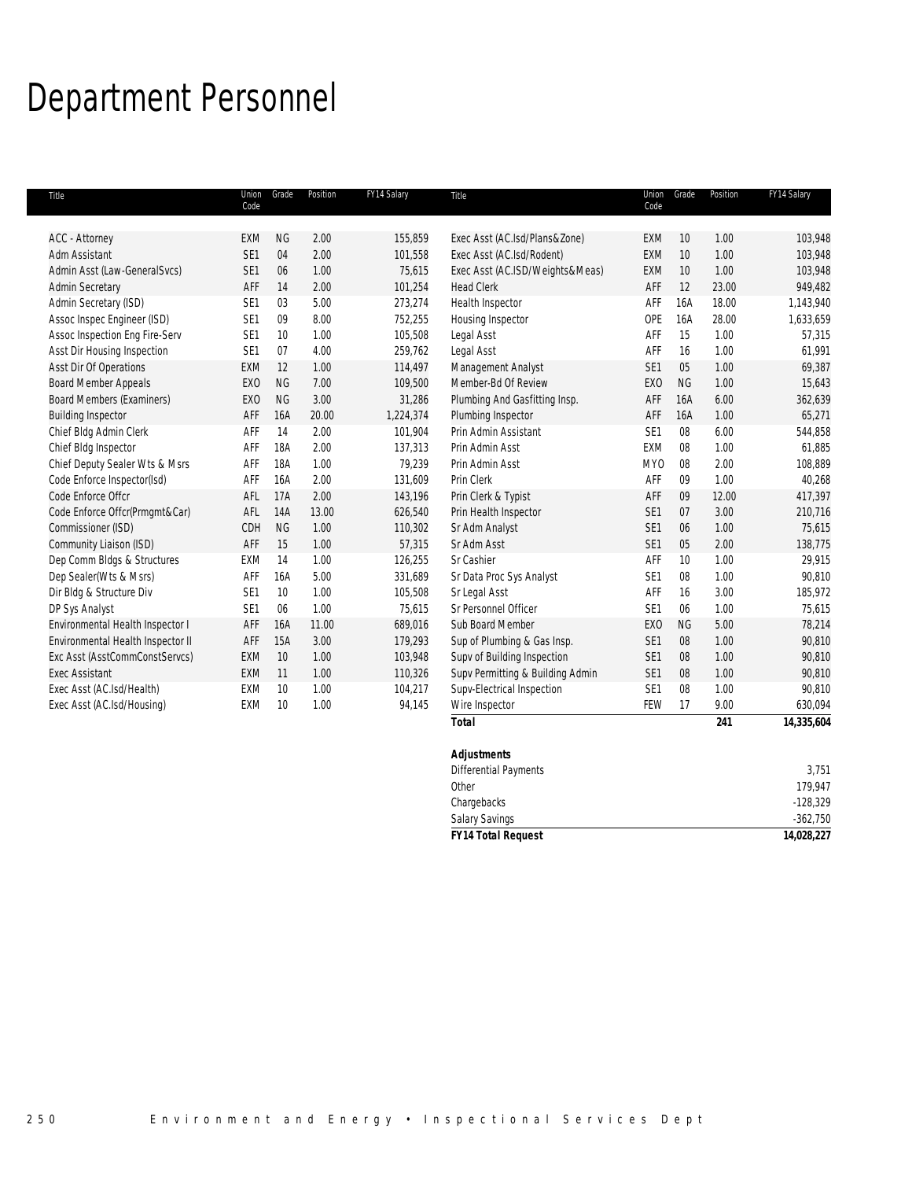# Department Personnel

| Title | Union Code | Grade | Position | FY14 Salary |
|---|---|---|---|---|
| ACC - Attorney | EXM | NG | 2.00 | 155,859 |
| Adm Assistant | SE1 | 04 | 2.00 | 101,558 |
| Admin Asst (Law-GeneralSvcs) | SE1 | 06 | 1.00 | 75,615 |
| Admin Secretary | AFF | 14 | 2.00 | 101,254 |
| Admin Secretary (ISD) | SE1 | 03 | 5.00 | 273,274 |
| Assoc Inspec Engineer (ISD) | SE1 | 09 | 8.00 | 752,255 |
| Assoc Inspection Eng Fire-Serv | SE1 | 10 | 1.00 | 105,508 |
| Asst Dir Housing Inspection | SE1 | 07 | 4.00 | 259,762 |
| Asst Dir Of Operations | EXM | 12 | 1.00 | 114,497 |
| Board Member Appeals | EXO | NG | 7.00 | 109,500 |
| Board Members (Examiners) | EXO | NG | 3.00 | 31,286 |
| Building Inspector | AFF | 16A | 20.00 | 1,224,374 |
| Chief Bldg Admin Clerk | AFF | 14 | 2.00 | 101,904 |
| Chief Bldg Inspector | AFF | 18A | 2.00 | 137,313 |
| Chief Deputy Sealer Wts & Msrs | AFF | 18A | 1.00 | 79,239 |
| Code Enforce Inspector(Isd) | AFF | 16A | 2.00 | 131,609 |
| Code Enforce Offcr | AFL | 17A | 2.00 | 143,196 |
| Code Enforce Offcr(Prmgmt&Car) | AFL | 14A | 13.00 | 626,540 |
| Commissioner (ISD) | CDH | NG | 1.00 | 110,302 |
| Community Liaison (ISD) | AFF | 15 | 1.00 | 57,315 |
| Dep Comm Bldgs & Structures | EXM | 14 | 1.00 | 126,255 |
| Dep Sealer(Wts & Msrs) | AFF | 16A | 5.00 | 331,689 |
| Dir Bldg & Structure Div | SE1 | 10 | 1.00 | 105,508 |
| DP Sys Analyst | SE1 | 06 | 1.00 | 75,615 |
| Environmental Health Inspector I | AFF | 16A | 11.00 | 689,016 |
| Environmental Health Inspector II | AFF | 15A | 3.00 | 179,293 |
| Exc Asst (AsstCommConstServcs) | EXM | 10 | 1.00 | 103,948 |
| Exec Assistant | EXM | 11 | 1.00 | 110,326 |
| Exec Asst (AC.Isd/Health) | EXM | 10 | 1.00 | 104,217 |
| Exec Asst (AC.Isd/Housing) | EXM | 10 | 1.00 | 94,145 |
| Exec Asst (AC.Isd/Plans&Zone) | EXM | 10 | 1.00 | 103,948 |
| Exec Asst (AC.Isd/Rodent) | EXM | 10 | 1.00 | 103,948 |
| Exec Asst (AC.ISD/Weights&Meas) | EXM | 10 | 1.00 | 103,948 |
| Head Clerk | AFF | 12 | 23.00 | 949,482 |
| Health Inspector | AFF | 16A | 18.00 | 1,143,940 |
| Housing Inspector | OPE | 16A | 28.00 | 1,633,659 |
| Legal Asst | AFF | 15 | 1.00 | 57,315 |
| Legal Asst | AFF | 16 | 1.00 | 61,991 |
| Management Analyst | SE1 | 05 | 1.00 | 69,387 |
| Member-Bd Of Review | EXO | NG | 1.00 | 15,643 |
| Plumbing And Gasfitting Insp. | AFF | 16A | 6.00 | 362,639 |
| Plumbing Inspector | AFF | 16A | 1.00 | 65,271 |
| Prin Admin Assistant | SE1 | 08 | 6.00 | 544,858 |
| Prin Admin Asst | EXM | 08 | 1.00 | 61,885 |
| Prin Admin Asst | MYO | 08 | 2.00 | 108,889 |
| Prin Clerk | AFF | 09 | 1.00 | 40,268 |
| Prin Clerk & Typist | AFF | 09 | 12.00 | 417,397 |
| Prin Health Inspector | SE1 | 07 | 3.00 | 210,716 |
| Sr Adm Analyst | SE1 | 06 | 1.00 | 75,615 |
| Sr Adm Asst | SE1 | 05 | 2.00 | 138,775 |
| Sr Cashier | AFF | 10 | 1.00 | 29,915 |
| Sr Data Proc Sys Analyst | SE1 | 08 | 1.00 | 90,810 |
| Sr Legal Asst | AFF | 16 | 3.00 | 185,972 |
| Sr Personnel Officer | SE1 | 06 | 1.00 | 75,615 |
| Sub Board Member | EXO | NG | 5.00 | 78,214 |
| Sup of Plumbing & Gas Insp. | SE1 | 08 | 1.00 | 90,810 |
| Supv of Building Inspection | SE1 | 08 | 1.00 | 90,810 |
| Supv Permitting & Building Admin | SE1 | 08 | 1.00 | 90,810 |
| Supv-Electrical Inspection | SE1 | 08 | 1.00 | 90,810 |
| Wire Inspector | FEW | 17 | 9.00 | 630,094 |
| **Total** | | | **241** | **14,335,604** |

| **Adjustments** | |
|---|---|
| Differential Payments | 3,751 |
| Other | 179,947 |
| Chargebacks | -128,329 |
| Salary Savings | -362,750 |
| **FY14 Total Request** | **14,028,227** |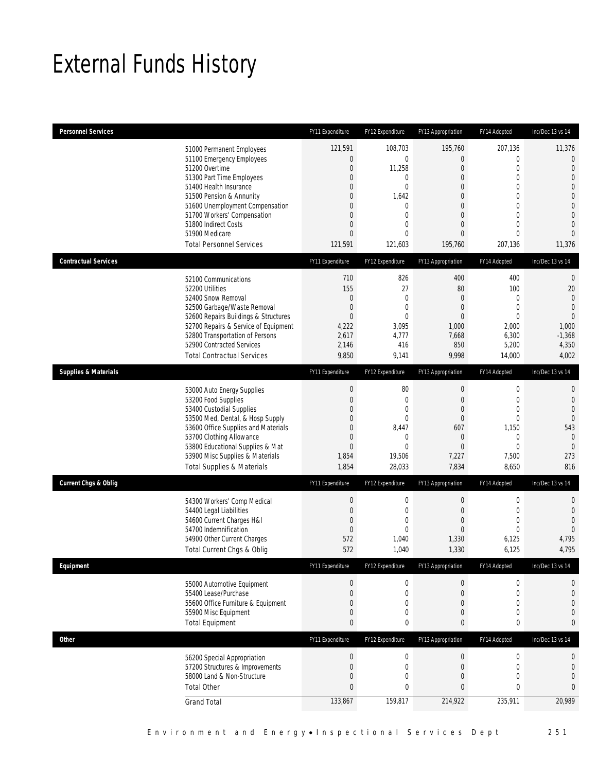# External Funds History

| Personnel Services | FY11 Expenditure | FY12 Expenditure | FY13 Appropriation | FY14 Adopted | Inc/Dec 13 vs 14 |
|---|---|---|---|---|---|
| 51000 Permanent Employees | 121,591 | 108,703 | 195,760 | 207,136 | 11,376 |
| 51100 Emergency Employees | 0 | 0 | 0 | 0 | 0 |
| 51200 Overtime | 0 | 11,258 | 0 | 0 | 0 |
| 51300 Part Time Employees | 0 | 0 | 0 | 0 | 0 |
| 51400 Health Insurance | 0 | 0 | 0 | 0 | 0 |
| 51500 Pension & Annunity | 0 | 1,642 | 0 | 0 | 0 |
| 51600 Unemployment Compensation | 0 | 0 | 0 | 0 | 0 |
| 51700 Workers' Compensation | 0 | 0 | 0 | 0 | 0 |
| 51800 Indirect Costs | 0 | 0 | 0 | 0 | 0 |
| 51900 Medicare | 0 | 0 | 0 | 0 | 0 |
| Total Personnel Services | 121,591 | 121,603 | 195,760 | 207,136 | 11,376 |

| Contractual Services | FY11 Expenditure | FY12 Expenditure | FY13 Appropriation | FY14 Adopted | Inc/Dec 13 vs 14 |
|---|---|---|---|---|---|
| 52100 Communications | 710 | 826 | 400 | 400 | 0 |
| 52200 Utilities | 155 | 27 | 80 | 100 | 20 |
| 52400 Snow Removal | 0 | 0 | 0 | 0 | 0 |
| 52500 Garbage/Waste Removal | 0 | 0 | 0 | 0 | 0 |
| 52600 Repairs Buildings & Structures | 0 | 0 | 0 | 0 | 0 |
| 52700 Repairs & Service of Equipment | 4,222 | 3,095 | 1,000 | 2,000 | 1,000 |
| 52800 Transportation of Persons | 2,617 | 4,777 | 7,668 | 6,300 | -1,368 |
| 52900 Contracted Services | 2,146 | 416 | 850 | 5,200 | 4,350 |
| Total Contractual Services | 9,850 | 9,141 | 9,998 | 14,000 | 4,002 |

| Supplies & Materials | FY11 Expenditure | FY12 Expenditure | FY13 Appropriation | FY14 Adopted | Inc/Dec 13 vs 14 |
|---|---|---|---|---|---|
| 53000 Auto Energy Supplies | 0 | 80 | 0 | 0 | 0 |
| 53200 Food Supplies | 0 | 0 | 0 | 0 | 0 |
| 53400 Custodial Supplies | 0 | 0 | 0 | 0 | 0 |
| 53500 Med, Dental, & Hosp Supply | 0 | 0 | 0 | 0 | 0 |
| 53600 Office Supplies and Materials | 0 | 8,447 | 607 | 1,150 | 543 |
| 53700 Clothing Allowance | 0 | 0 | 0 | 0 | 0 |
| 53800 Educational Supplies & Mat | 0 | 0 | 0 | 0 | 0 |
| 53900 Misc Supplies & Materials | 1,854 | 19,506 | 7,227 | 7,500 | 273 |
| Total Supplies & Materials | 1,854 | 28,033 | 7,834 | 8,650 | 816 |

| Current Chgs & Oblig | FY11 Expenditure | FY12 Expenditure | FY13 Appropriation | FY14 Adopted | Inc/Dec 13 vs 14 |
|---|---|---|---|---|---|
| 54300 Workers' Comp Medical | 0 | 0 | 0 | 0 | 0 |
| 54400 Legal Liabilities | 0 | 0 | 0 | 0 | 0 |
| 54600 Current Charges H&I | 0 | 0 | 0 | 0 | 0 |
| 54700 Indemnification | 0 | 0 | 0 | 0 | 0 |
| 54900 Other Current Charges | 572 | 1,040 | 1,330 | 6,125 | 4,795 |
| Total Current Chgs & Oblig | 572 | 1,040 | 1,330 | 6,125 | 4,795 |

| Equipment | FY11 Expenditure | FY12 Expenditure | FY13 Appropriation | FY14 Adopted | Inc/Dec 13 vs 14 |
|---|---|---|---|---|---|
| 55000 Automotive Equipment | 0 | 0 | 0 | 0 | 0 |
| 55400 Lease/Purchase | 0 | 0 | 0 | 0 | 0 |
| 55600 Office Furniture & Equipment | 0 | 0 | 0 | 0 | 0 |
| 55900 Misc Equipment | 0 | 0 | 0 | 0 | 0 |
| Total Equipment | 0 | 0 | 0 | 0 | 0 |

| Other | FY11 Expenditure | FY12 Expenditure | FY13 Appropriation | FY14 Adopted | Inc/Dec 13 vs 14 |
|---|---|---|---|---|---|
| 56200 Special Appropriation | 0 | 0 | 0 | 0 | 0 |
| 57200 Structures & Improvements | 0 | 0 | 0 | 0 | 0 |
| 58000 Land & Non-Structure | 0 | 0 | 0 | 0 | 0 |
| Total Other | 0 | 0 | 0 | 0 | 0 |
| Grand Total | 133,867 | 159,817 | 214,922 | 235,911 | 20,989 |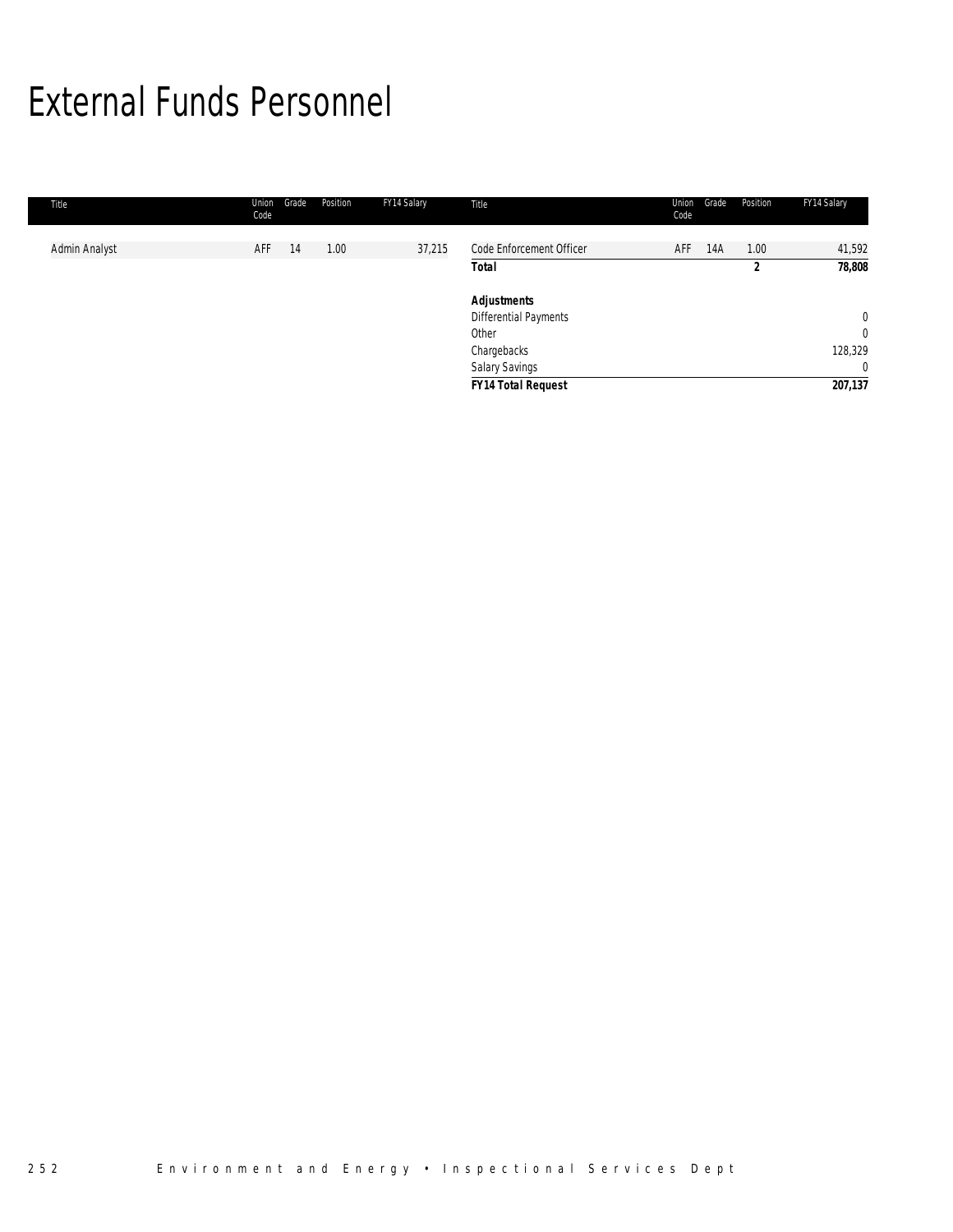# External Funds Personnel

| Title | Union Code | Grade | Position | FY14 Salary |
|---|---|---|---|---|
| Admin Analyst | AFF | 14 | 1.00 | 37,215 |
| Code Enforcement Officer | AFF | 14A | 1.00 | 41,592 |
| **Total** | | | **2** | **78,808** |
| | | | | |
| ***Adjustments*** | | | | |
| Differential Payments | | | | 0 |
| Other | | | | 0 |
| Chargebacks | | | | 128,329 |
| Salary Savings | | | | 0 |
| ***FY14 Total Request*** | | | | ***207,137*** |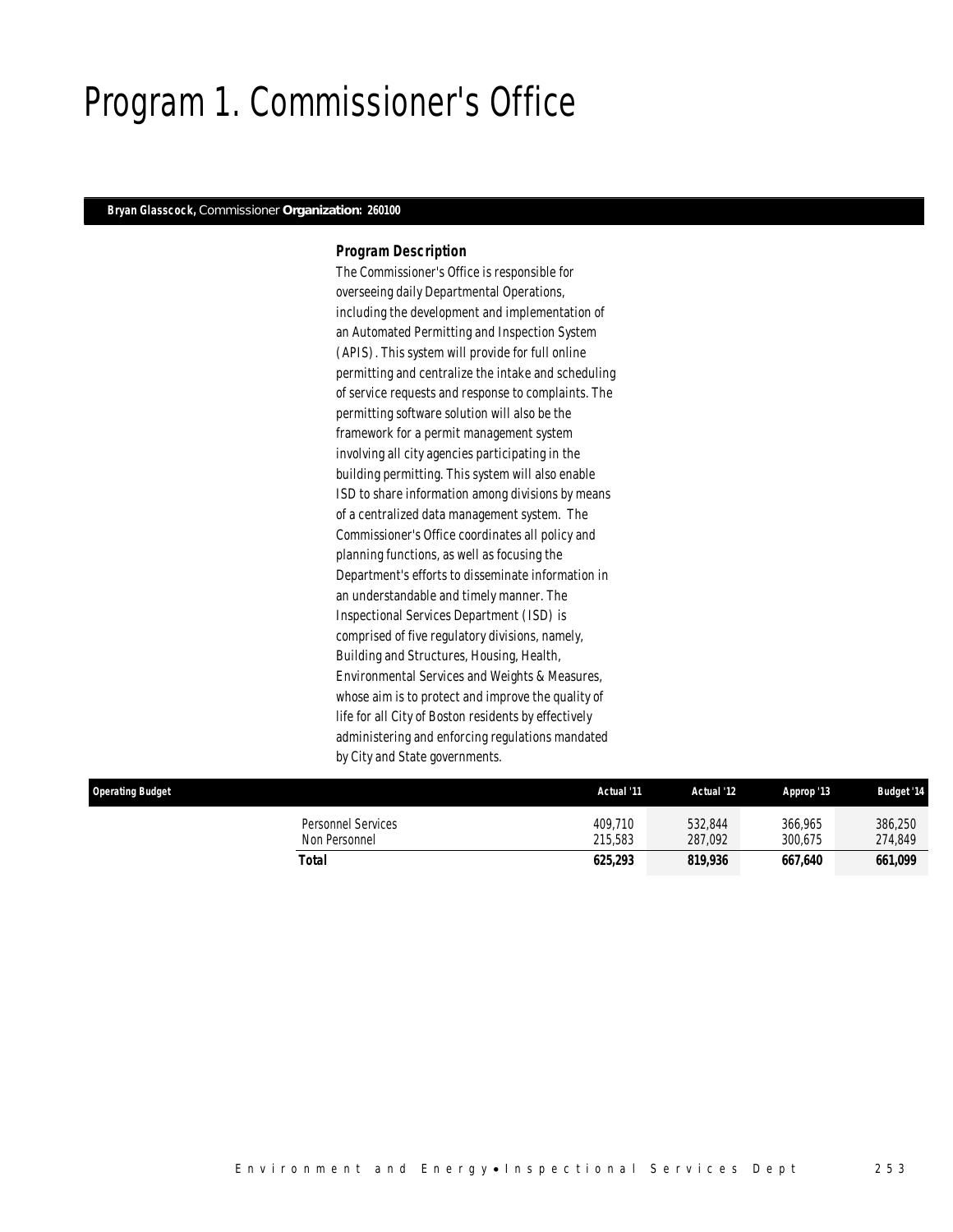# Program 1. Commissioner's Office

***Bryan Glasscock,*** *Commissioner* ***Organization: 260100***

### *Program Description*

*The Commissioner's Office is responsible for overseeing daily Departmental Operations, including the development and implementation of an Automated Permitting and Inspection System (APIS). This system will provide for full online permitting and centralize the intake and scheduling of service requests and response to complaints. The permitting software solution will also be the framework for a permit management system involving all city agencies participating in the building permitting. This system will also enable ISD to share information among divisions by means of a centralized data management system. The Commissioner's Office coordinates all policy and planning functions, as well as focusing the Department's efforts to disseminate information in an understandable and timely manner. The Inspectional Services Department (ISD) is comprised of five regulatory divisions, namely, Building and Structures, Housing, Health, Environmental Services and Weights & Measures, whose aim is to protect and improve the quality of life for all City of Boston residents by effectively administering and enforcing regulations mandated by City and State governments.*

| Operating Budget | Actual '11 | Actual '12 | Approp '13 | Budget '14 |
|---|---|---|---|---|
| Personnel Services | 409,710 | 532,844 | 366,965 | 386,250 |
| Non Personnel | 215,583 | 287,092 | 300,675 | 274,849 |
| **Total** | **625,293** | **819,936** | **667,640** | **661,099** |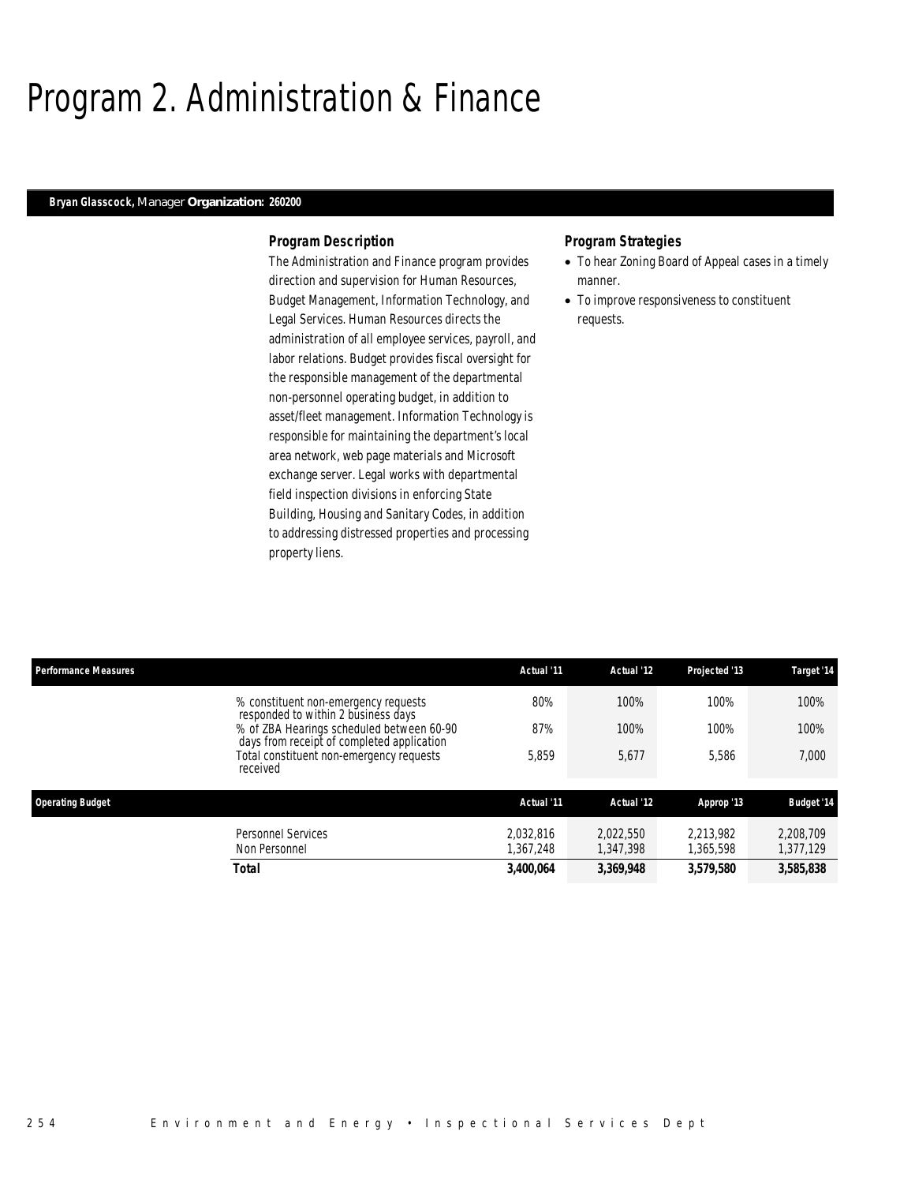# Program 2. Administration & Finance

**Bryan Glasscock,** Manager **Organization: 260200**

### *Program Description*

The Administration and Finance program provides direction and supervision for Human Resources, Budget Management, Information Technology, and Legal Services. Human Resources directs the administration of all employee services, payroll, and labor relations. Budget provides fiscal oversight for the responsible management of the departmental non-personnel operating budget, in addition to asset/fleet management. Information Technology is responsible for maintaining the department's local area network, web page materials and Microsoft exchange server. Legal works with departmental field inspection divisions in enforcing State Building, Housing and Sanitary Codes, in addition to addressing distressed properties and processing property liens.

### *Program Strategies*

- To hear Zoning Board of Appeal cases in a timely manner.
- To improve responsiveness to constituent requests.

| Performance Measures | Actual '11 | Actual '12 | Projected '13 | Target '14 |
|---|---|---|---|---|
| % constituent non-emergency requests responded to within 2 business days | 80% | 100% | 100% | 100% |
| % of ZBA Hearings scheduled between 60-90 days from receipt of completed application | 87% | 100% | 100% | 100% |
| Total constituent non-emergency requests received | 5,859 | 5,677 | 5,586 | 7,000 |

| Operating Budget | Actual '11 | Actual '12 | Approp '13 | Budget '14 |
|---|---|---|---|---|
| Personnel Services | 2,032,816 | 2,022,550 | 2,213,982 | 2,208,709 |
| Non Personnel | 1,367,248 | 1,347,398 | 1,365,598 | 1,377,129 |
| **Total** | **3,400,064** | **3,369,948** | **3,579,580** | **3,585,838** |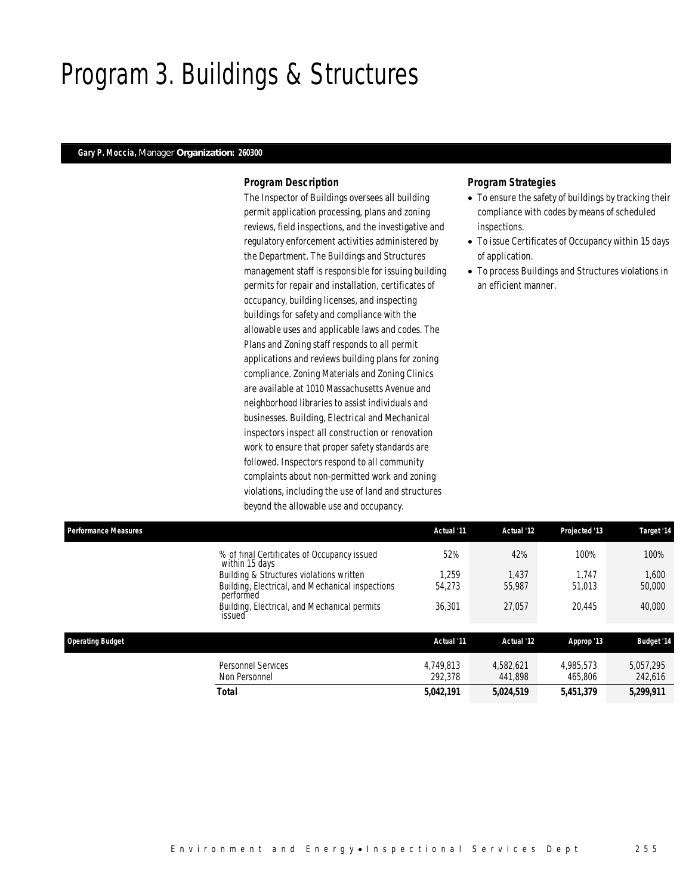# Program 3. Buildings & Structures

**Gary P. Moccia,** Manager **Organization: 260300**

### Program Description

The Inspector of Buildings oversees all building permit application processing, plans and zoning reviews, field inspections, and the investigative and regulatory enforcement activities administered by the Department. The Buildings and Structures management staff is responsible for issuing building permits for repair and installation, certificates of occupancy, building licenses, and inspecting buildings for safety and compliance with the allowable uses and applicable laws and codes. The Plans and Zoning staff responds to all permit applications and reviews building plans for zoning compliance. Zoning Materials and Zoning Clinics are available at 1010 Massachusetts Avenue and neighborhood libraries to assist individuals and businesses. Building, Electrical and Mechanical inspectors inspect all construction or renovation work to ensure that proper safety standards are followed. Inspectors respond to all community complaints about non-permitted work and zoning violations, including the use of land and structures beyond the allowable use and occupancy.

### Program Strategies

- To ensure the safety of buildings by tracking their compliance with codes by means of scheduled inspections.
- To issue Certificates of Occupancy within 15 days of application.
- To process Buildings and Structures violations in an efficient manner.

| Performance Measures | Actual '11 | Actual '12 | Projected '13 | Target '14 |
|---|---|---|---|---|
| % of final Certificates of Occupancy issued within 15 days | 52% | 42% | 100% | 100% |
| Building & Structures violations written | 1,259 | 1,437 | 1,747 | 1,600 |
| Building, Electrical, and Mechanical inspections performed | 54,273 | 55,987 | 51,013 | 50,000 |
| Building, Electrical, and Mechanical permits issued | 36,301 | 27,057 | 20,445 | 40,000 |

| Operating Budget | Actual '11 | Actual '12 | Approp '13 | Budget '14 |
|---|---|---|---|---|
| Personnel Services | 4,749,813 | 4,582,621 | 4,985,573 | 5,057,295 |
| Non Personnel | 292,378 | 441,898 | 465,806 | 242,616 |
| **Total** | **5,042,191** | **5,024,519** | **5,451,379** | **5,299,911** |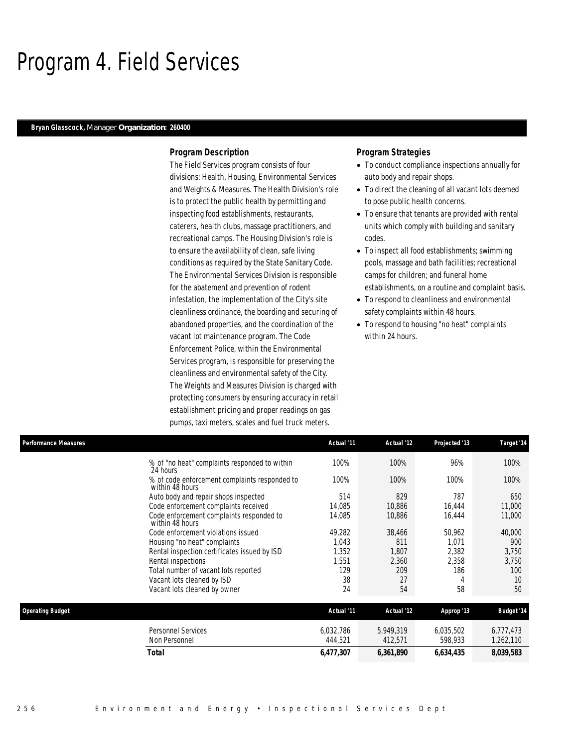# Program 4. Field Services

**Bryan Glasscock,** Manager **Organization: 260400**

### Program Description

The Field Services program consists of four divisions: Health, Housing, Environmental Services and Weights & Measures. The Health Division's role is to protect the public health by permitting and inspecting food establishments, restaurants, caterers, health clubs, massage practitioners, and recreational camps. The Housing Division's role is to ensure the availability of clean, safe living conditions as required by the State Sanitary Code. The Environmental Services Division is responsible for the abatement and prevention of rodent infestation, the implementation of the City's site cleanliness ordinance, the boarding and securing of abandoned properties, and the coordination of the vacant lot maintenance program. The Code Enforcement Police, within the Environmental Services program, is responsible for preserving the cleanliness and environmental safety of the City. The Weights and Measures Division is charged with protecting consumers by ensuring accuracy in retail establishment pricing and proper readings on gas pumps, taxi meters, scales and fuel truck meters.

### Program Strategies

- To conduct compliance inspections annually for auto body and repair shops.
- To direct the cleaning of all vacant lots deemed to pose public health concerns.
- To ensure that tenants are provided with rental units which comply with building and sanitary codes.
- To inspect all food establishments; swimming pools, massage and bath facilities; recreational camps for children; and funeral home establishments, on a routine and complaint basis.
- To respond to cleanliness and environmental safety complaints within 48 hours.
- To respond to housing "no heat" complaints within 24 hours.

| Performance Measures | Actual '11 | Actual '12 | Projected '13 | Target '14 |
|---|---|---|---|---|
| % of "no heat" complaints responded to within 24 hours | 100% | 100% | 96% | 100% |
| % of code enforcement complaints responded to within 48 hours | 100% | 100% | 100% | 100% |
| Auto body and repair shops inspected | 514 | 829 | 787 | 650 |
| Code enforcement complaints received | 14,085 | 10,886 | 16,444 | 11,000 |
| Code enforcement complaints responded to within 48 hours | 14,085 | 10,886 | 16,444 | 11,000 |
| Code enforcement violations issued | 49,282 | 38,466 | 50,962 | 40,000 |
| Housing "no heat" complaints | 1,043 | 811 | 1,071 | 900 |
| Rental inspection certificates issued by ISD | 1,352 | 1,807 | 2,382 | 3,750 |
| Rental inspections | 1,551 | 2,360 | 2,358 | 3,750 |
| Total number of vacant lots reported | 129 | 209 | 186 | 100 |
| Vacant lots cleaned by ISD | 38 | 27 | 4 | 10 |
| Vacant lots cleaned by owner | 24 | 54 | 58 | 50 |

| Operating Budget | Actual '11 | Actual '12 | Approp '13 | Budget '14 |
|---|---|---|---|---|
| Personnel Services | 6,032,786 | 5,949,319 | 6,035,502 | 6,777,473 |
| Non Personnel | 444,521 | 412,571 | 598,933 | 1,262,110 |
| **Total** | **6,477,307** | **6,361,890** | **6,634,435** | **8,039,583** |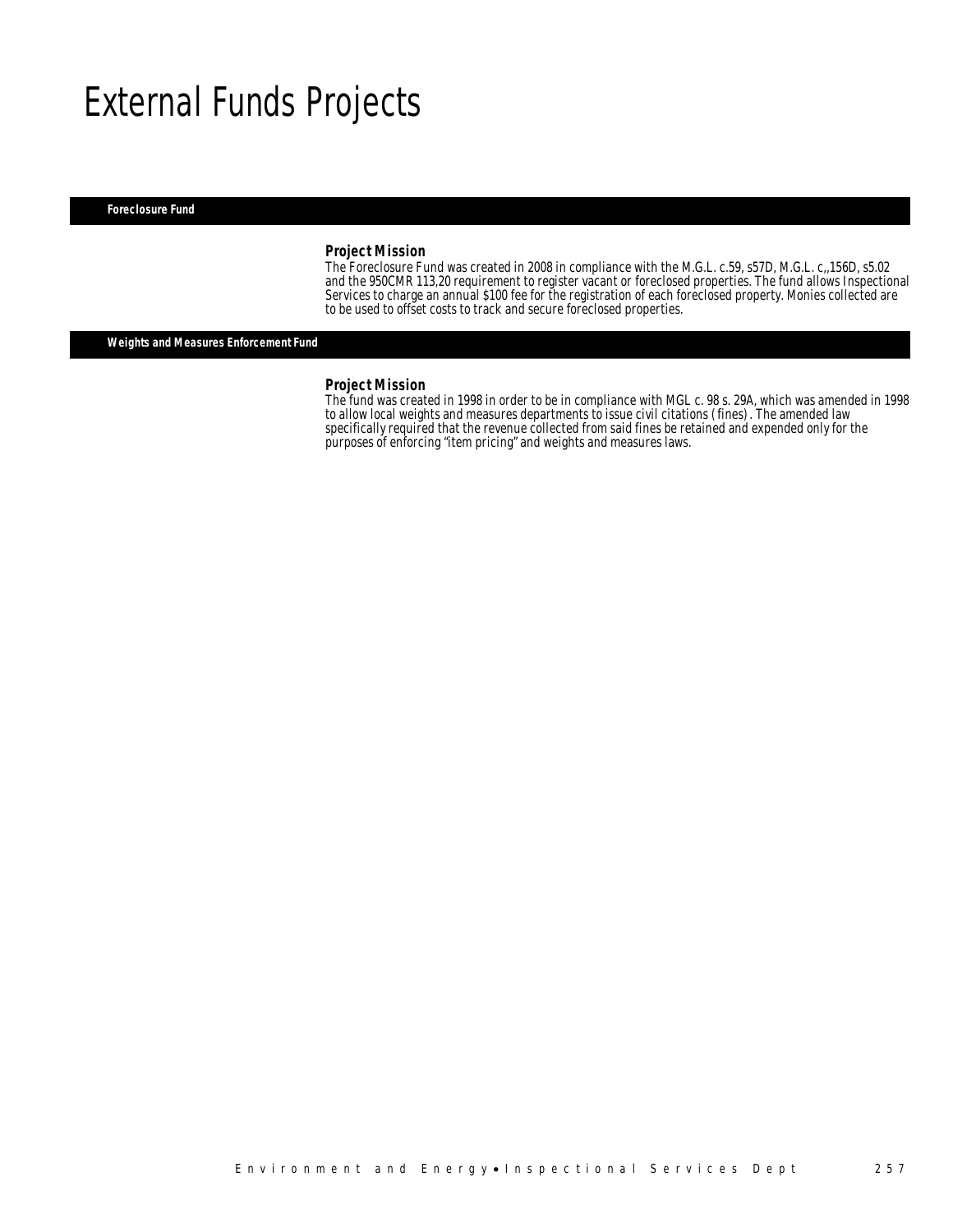# External Funds Projects

## Foreclosure Fund

### Project Mission

The Foreclosure Fund was created in 2008 in compliance with the M.G.L. c.59, s57D, M.G.L. c,,156D, s5.02 and the 950CMR 113,20 requirement to register vacant or foreclosed properties. The fund allows Inspectional Services to charge an annual $100 fee for the registration of each foreclosed property. Monies collected are to be used to offset costs to track and secure foreclosed properties.

## Weights and Measures Enforcement Fund

### Project Mission

The fund was created in 1998 in order to be in compliance with MGL c. 98 s. 29A, which was amended in 1998 to allow local weights and measures departments to issue civil citations (fines). The amended law specifically required that the revenue collected from said fines be retained and expended only for the purposes of enforcing "item pricing" and weights and measures laws.